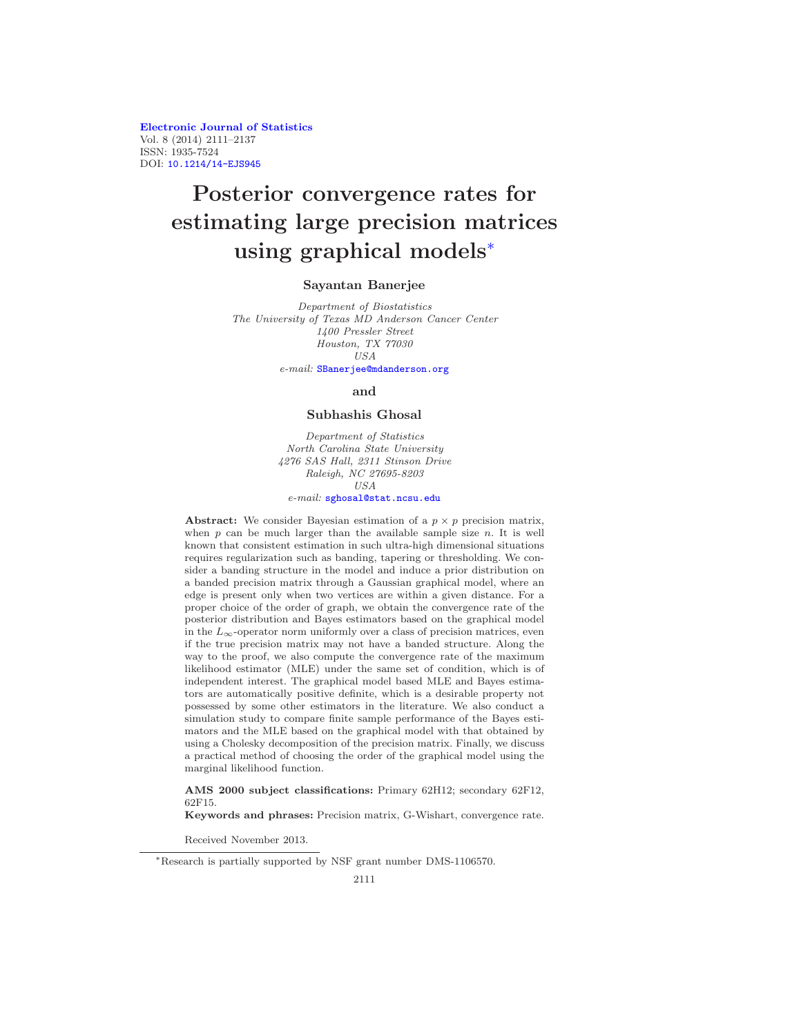Electronic Journal of Statistics
Vol. 8 (2014) 2111–2137
ISSN: 1935-7524
DOI: 10.1214/14-EJS945

# Posterior convergence rates for estimating large precision matrices using graphical models*

**Sayantan Banerjee**

*Department of Biostatistics*
*The University of Texas MD Anderson Cancer Center*
*1400 Pressler Street*
*Houston, TX 77030*
*USA*
*e-mail:* SBanerjee@mdanderson.org

**and**

**Subhashis Ghosal**

*Department of Statistics*
*North Carolina State University*
*4276 SAS Hall, 2311 Stinson Drive*
*Raleigh, NC 27695-8203*
*USA*
*e-mail:* sghosal@stat.ncsu.edu

**Abstract:** We consider Bayesian estimation of a $p \times p$ precision matrix, when $p$ can be much larger than the available sample size $n$. It is well known that consistent estimation in such ultra-high dimensional situations requires regularization such as banding, tapering or thresholding. We consider a banding structure in the model and induce a prior distribution on a banded precision matrix through a Gaussian graphical model, where an edge is present only when two vertices are within a given distance. For a proper choice of the order of graph, we obtain the convergence rate of the posterior distribution and Bayes estimators based on the graphical model in the $L_\infty$-operator norm uniformly over a class of precision matrices, even if the true precision matrix may not have a banded structure. Along the way to the proof, we also compute the convergence rate of the maximum likelihood estimator (MLE) under the same set of condition, which is of independent interest. The graphical model based MLE and Bayes estimators are automatically positive definite, which is a desirable property not possessed by some other estimators in the literature. We also conduct a simulation study to compare finite sample performance of the Bayes estimators and the MLE based on the graphical model with that obtained by using a Cholesky decomposition of the precision matrix. Finally, we discuss a practical method of choosing the order of the graphical model using the marginal likelihood function.

**AMS 2000 subject classifications:** Primary 62H12; secondary 62F12, 62F15.

**Keywords and phrases:** Precision matrix, G-Wishart, convergence rate.

Received November 2013.

*Research is partially supported by NSF grant number DMS-1106570.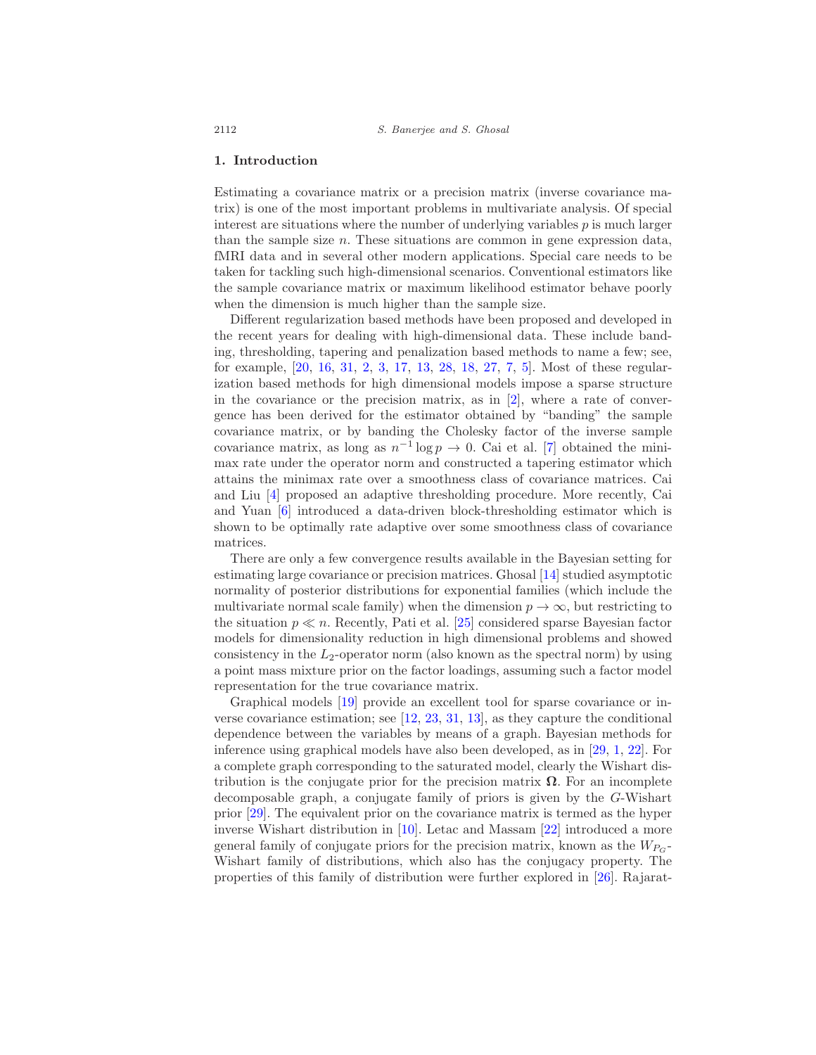## 1. Introduction

Estimating a covariance matrix or a precision matrix (inverse covariance matrix) is one of the most important problems in multivariate analysis. Of special interest are situations where the number of underlying variables $p$ is much larger than the sample size $n$. These situations are common in gene expression data, fMRI data and in several other modern applications. Special care needs to be taken for tackling such high-dimensional scenarios. Conventional estimators like the sample covariance matrix or maximum likelihood estimator behave poorly when the dimension is much higher than the sample size.

Different regularization based methods have been proposed and developed in the recent years for dealing with high-dimensional data. These include banding, thresholding, tapering and penalization based methods to name a few; see, for example, [20, 16, 31, 2, 3, 17, 13, 28, 18, 27, 7, 5]. Most of these regularization based methods for high dimensional models impose a sparse structure in the covariance or the precision matrix, as in [2], where a rate of convergence has been derived for the estimator obtained by "banding" the sample covariance matrix, or by banding the Cholesky factor of the inverse sample covariance matrix, as long as $n^{-1} \log p \to 0$. Cai et al. [7] obtained the minimax rate under the operator norm and constructed a tapering estimator which attains the minimax rate over a smoothness class of covariance matrices. Cai and Liu [4] proposed an adaptive thresholding procedure. More recently, Cai and Yuan [6] introduced a data-driven block-thresholding estimator which is shown to be optimally rate adaptive over some smoothness class of covariance matrices.

There are only a few convergence results available in the Bayesian setting for estimating large covariance or precision matrices. Ghosal [14] studied asymptotic normality of posterior distributions for exponential families (which include the multivariate normal scale family) when the dimension $p \to \infty$, but restricting to the situation $p \ll n$. Recently, Pati et al. [25] considered sparse Bayesian factor models for dimensionality reduction in high dimensional problems and showed consistency in the $L_2$-operator norm (also known as the spectral norm) by using a point mass mixture prior on the factor loadings, assuming such a factor model representation for the true covariance matrix.

Graphical models [19] provide an excellent tool for sparse covariance or inverse covariance estimation; see [12, 23, 31, 13], as they capture the conditional dependence between the variables by means of a graph. Bayesian methods for inference using graphical models have also been developed, as in [29, 1, 22]. For a complete graph corresponding to the saturated model, clearly the Wishart distribution is the conjugate prior for the precision matrix $\mathbf{\Omega}$. For an incomplete decomposable graph, a conjugate family of priors is given by the $G$-Wishart prior [29]. The equivalent prior on the covariance matrix is termed as the hyper inverse Wishart distribution in [10]. Letac and Massam [22] introduced a more general family of conjugate priors for the precision matrix, known as the $W_{P_G}$-Wishart family of distributions, which also has the conjugacy property. The properties of this family of distribution were further explored in [26]. Rajarat-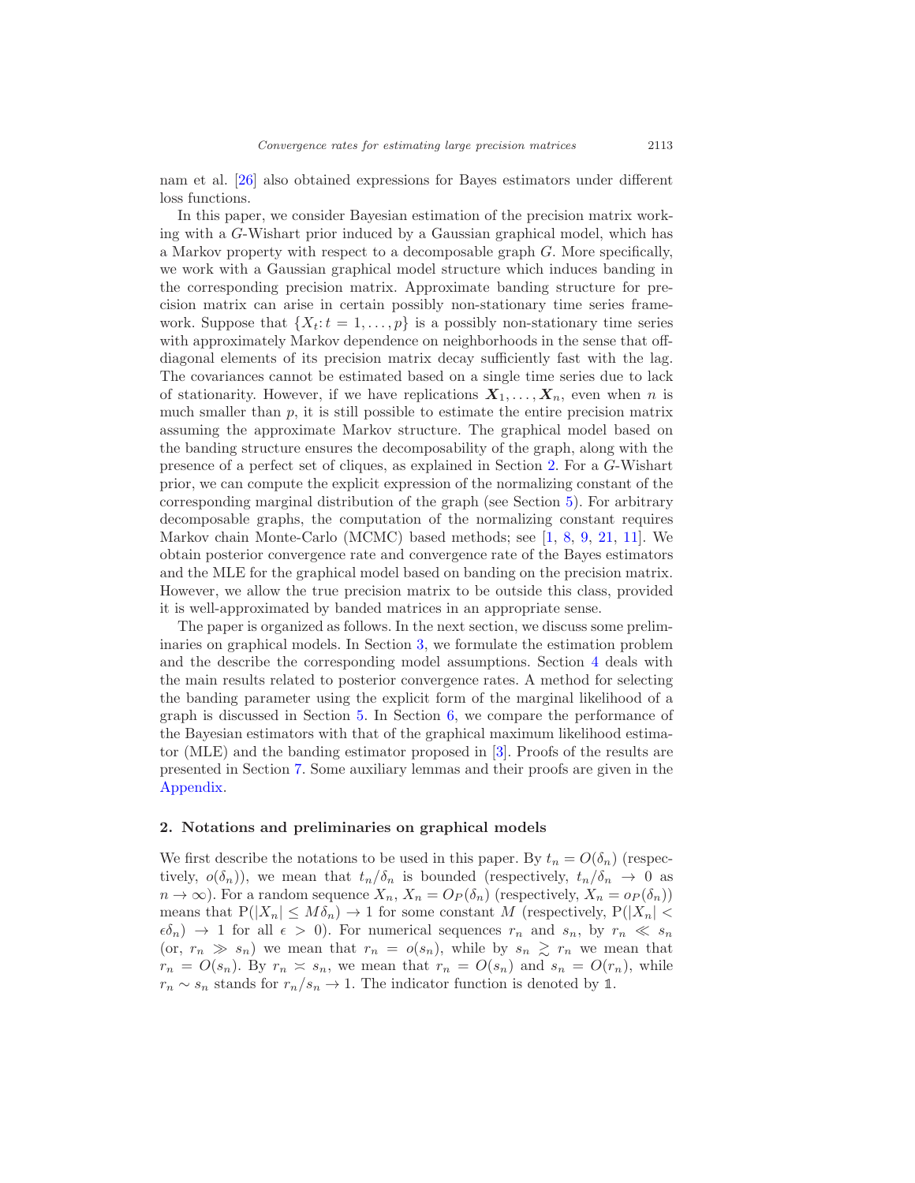nam et al. [26] also obtained expressions for Bayes estimators under different loss functions.

In this paper, we consider Bayesian estimation of the precision matrix working with a $G$-Wishart prior induced by a Gaussian graphical model, which has a Markov property with respect to a decomposable graph $G$. More specifically, we work with a Gaussian graphical model structure which induces banding in the corresponding precision matrix. Approximate banding structure for precision matrix can arise in certain possibly non-stationary time series framework. Suppose that $\{X_t : t = 1, \ldots, p\}$ is a possibly non-stationary time series with approximately Markov dependence on neighborhoods in the sense that off-diagonal elements of its precision matrix decay sufficiently fast with the lag. The covariances cannot be estimated based on a single time series due to lack of stationarity. However, if we have replications $\boldsymbol{X}_1, \ldots, \boldsymbol{X}_n$, even when $n$ is much smaller than $p$, it is still possible to estimate the entire precision matrix assuming the approximate Markov structure. The graphical model based on the banding structure ensures the decomposability of the graph, along with the presence of a perfect set of cliques, as explained in Section 2. For a $G$-Wishart prior, we can compute the explicit expression of the normalizing constant of the corresponding marginal distribution of the graph (see Section 5). For arbitrary decomposable graphs, the computation of the normalizing constant requires Markov chain Monte-Carlo (MCMC) based methods; see [1, 8, 9, 21, 11]. We obtain posterior convergence rate and convergence rate of the Bayes estimators and the MLE for the graphical model based on banding on the precision matrix. However, we allow the true precision matrix to be outside this class, provided it is well-approximated by banded matrices in an appropriate sense.

The paper is organized as follows. In the next section, we discuss some preliminaries on graphical models. In Section 3, we formulate the estimation problem and the describe the corresponding model assumptions. Section 4 deals with the main results related to posterior convergence rates. A method for selecting the banding parameter using the explicit form of the marginal likelihood of a graph is discussed in Section 5. In Section 6, we compare the performance of the Bayesian estimators with that of the graphical maximum likelihood estimator (MLE) and the banding estimator proposed in [3]. Proofs of the results are presented in Section 7. Some auxiliary lemmas and their proofs are given in the Appendix.

## 2. Notations and preliminaries on graphical models

We first describe the notations to be used in this paper. By $t_n = O(\delta_n)$ (respectively, $o(\delta_n)$), we mean that $t_n/\delta_n$ is bounded (respectively, $t_n/\delta_n \to 0$ as $n \to \infty$). For a random sequence $X_n$, $X_n = O_P(\delta_n)$ (respectively, $X_n = o_P(\delta_n)$) means that $\mathrm{P}(|X_n| \le M\delta_n) \to 1$ for some constant $M$ (respectively, $\mathrm{P}(|X_n| < \epsilon\delta_n) \to 1$ for all $\epsilon > 0$). For numerical sequences $r_n$ and $s_n$, by $r_n \ll s_n$ (or, $r_n \gg s_n$) we mean that $r_n = o(s_n)$, while by $s_n \gtrsim r_n$ we mean that $r_n = O(s_n)$. By $r_n \asymp s_n$, we mean that $r_n = O(s_n)$ and $s_n = O(r_n)$, while $r_n \sim s_n$ stands for $r_n/s_n \to 1$. The indicator function is denoted by $\mathbb{1}$.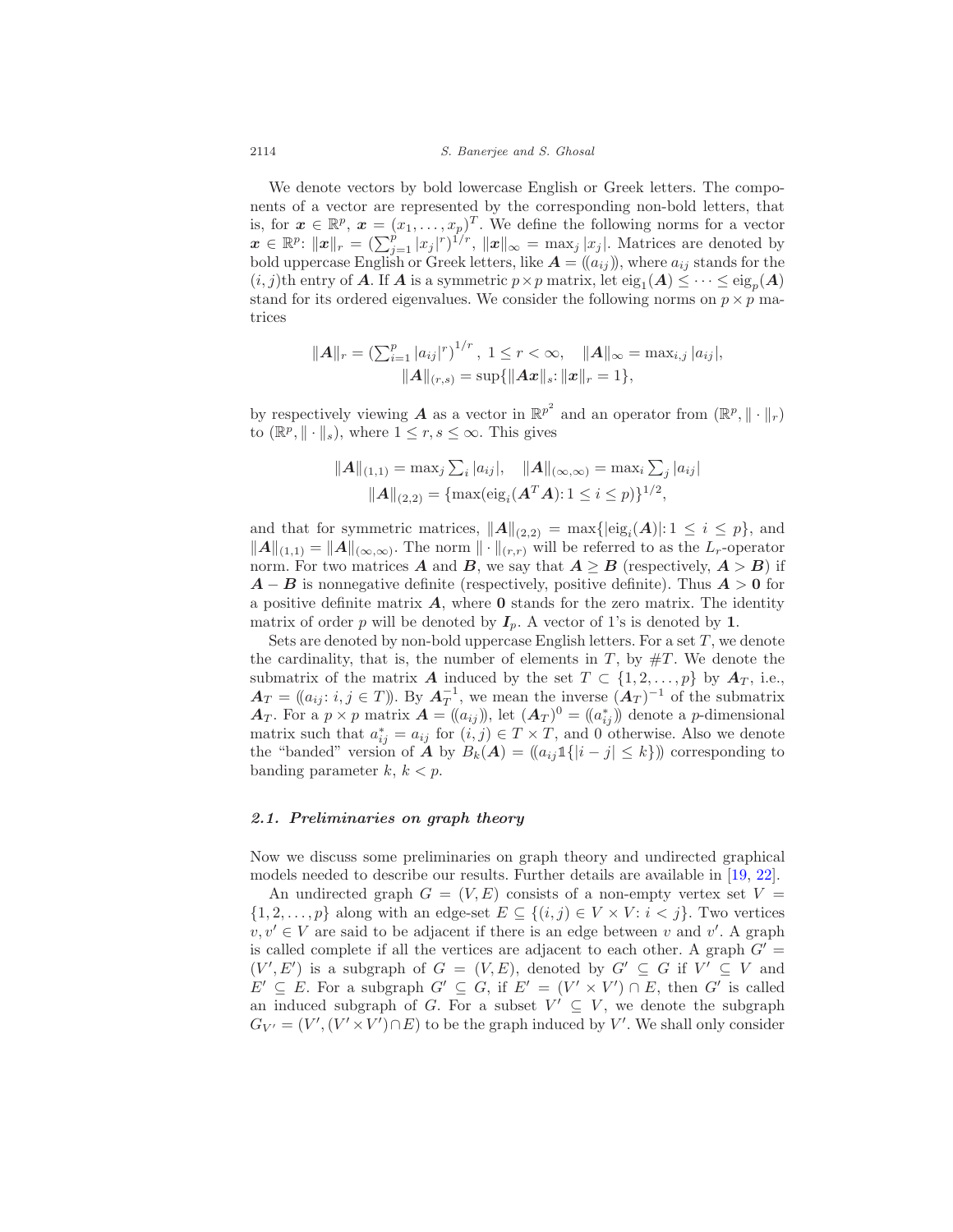We denote vectors by bold lowercase English or Greek letters. The components of a vector are represented by the corresponding non-bold letters, that is, for $\boldsymbol{x} \in \mathbb{R}^p$, $\boldsymbol{x} = (x_1, \dots, x_p)^T$. We define the following norms for a vector $\boldsymbol{x} \in \mathbb{R}^p$: $\|\boldsymbol{x}\|_r = (\sum_{j=1}^p |x_j|^r)^{1/r}$, $\|\boldsymbol{x}\|_\infty = \max_j |x_j|$. Matrices are denoted by bold uppercase English or Greek letters, like $\boldsymbol{A} = (\!(a_{ij})\!)$, where $a_{ij}$ stands for the $(i,j)$th entry of $\boldsymbol{A}$. If $\boldsymbol{A}$ is a symmetric $p \times p$ matrix, let $\mathrm{eig}_1(\boldsymbol{A}) \leq \cdots \leq \mathrm{eig}_p(\boldsymbol{A})$ stand for its ordered eigenvalues. We consider the following norms on $p \times p$ matrices

$$\|\boldsymbol{A}\|_r = \left(\textstyle\sum_{i=1}^p |a_{ij}|^r\right)^{1/r},\ 1 \leq r < \infty, \quad \|\boldsymbol{A}\|_\infty = \max_{i,j} |a_{ij}|,$$
$$\|\boldsymbol{A}\|_{(r,s)} = \sup\{\|\boldsymbol{A}\boldsymbol{x}\|_s : \|\boldsymbol{x}\|_r = 1\},$$

by respectively viewing $\boldsymbol{A}$ as a vector in $\mathbb{R}^{p^2}$ and an operator from $(\mathbb{R}^p, \|\cdot\|_r)$ to $(\mathbb{R}^p, \|\cdot\|_s)$, where $1 \leq r, s \leq \infty$. This gives

$$\|\boldsymbol{A}\|_{(1,1)} = \max_j \textstyle\sum_i |a_{ij}|, \quad \|\boldsymbol{A}\|_{(\infty,\infty)} = \max_i \textstyle\sum_j |a_{ij}|$$
$$\|\boldsymbol{A}\|_{(2,2)} = \{\max(\mathrm{eig}_i(\boldsymbol{A}^T\boldsymbol{A}) : 1 \leq i \leq p)\}^{1/2},$$

and that for symmetric matrices, $\|\boldsymbol{A}\|_{(2,2)} = \max\{|\mathrm{eig}_i(\boldsymbol{A})| : 1 \leq i \leq p\}$, and $\|\boldsymbol{A}\|_{(1,1)} = \|\boldsymbol{A}\|_{(\infty,\infty)}$. The norm $\|\cdot\|_{(r,r)}$ will be referred to as the $L_r$-operator norm. For two matrices $\boldsymbol{A}$ and $\boldsymbol{B}$, we say that $\boldsymbol{A} \geq \boldsymbol{B}$ (respectively, $\boldsymbol{A} > \boldsymbol{B}$) if $\boldsymbol{A} - \boldsymbol{B}$ is nonnegative definite (respectively, positive definite). Thus $\boldsymbol{A} > \boldsymbol{0}$ for a positive definite matrix $\boldsymbol{A}$, where $\boldsymbol{0}$ stands for the zero matrix. The identity matrix of order $p$ will be denoted by $\boldsymbol{I}_p$. A vector of 1's is denoted by $\boldsymbol{1}$.

Sets are denoted by non-bold uppercase English letters. For a set $T$, we denote the cardinality, that is, the number of elements in $T$, by $\#T$. We denote the submatrix of the matrix $\boldsymbol{A}$ induced by the set $T \subset \{1, 2, \dots, p\}$ by $\boldsymbol{A}_T$, i.e., $\boldsymbol{A}_T = (\!(a_{ij} : i, j \in T)\!)$. By $\boldsymbol{A}_T^{-1}$, we mean the inverse $(\boldsymbol{A}_T)^{-1}$ of the submatrix $\boldsymbol{A}_T$. For a $p \times p$ matrix $\boldsymbol{A} = (\!(a_{ij})\!)$, let $(\boldsymbol{A}_T)^0 = (\!(a_{ij}^*)\!)$ denote a $p$-dimensional matrix such that $a_{ij}^* = a_{ij}$ for $(i,j) \in T \times T$, and 0 otherwise. Also we denote the "banded" version of $\boldsymbol{A}$ by $B_k(\boldsymbol{A}) = (\!(a_{ij}\mathbb{1}\{|i-j| \leq k\})\!)$ corresponding to banding parameter $k$, $k < p$.

### *2.1. Preliminaries on graph theory*

Now we discuss some preliminaries on graph theory and undirected graphical models needed to describe our results. Further details are available in [19, 22].

An undirected graph $G = (V, E)$ consists of a non-empty vertex set $V = \{1, 2, \dots, p\}$ along with an edge-set $E \subseteq \{(i,j) \in V \times V : i < j\}$. Two vertices $v, v' \in V$ are said to be adjacent if there is an edge between $v$ and $v'$. A graph is called complete if all the vertices are adjacent to each other. A graph $G' = (V', E')$ is a subgraph of $G = (V, E)$, denoted by $G' \subseteq G$ if $V' \subseteq V$ and $E' \subseteq E$. For a subgraph $G' \subseteq G$, if $E' = (V' \times V') \cap E$, then $G'$ is called an induced subgraph of $G$. For a subset $V' \subseteq V$, we denote the subgraph $G_{V'} = (V', (V' \times V') \cap E)$ to be the graph induced by $V'$. We shall only consider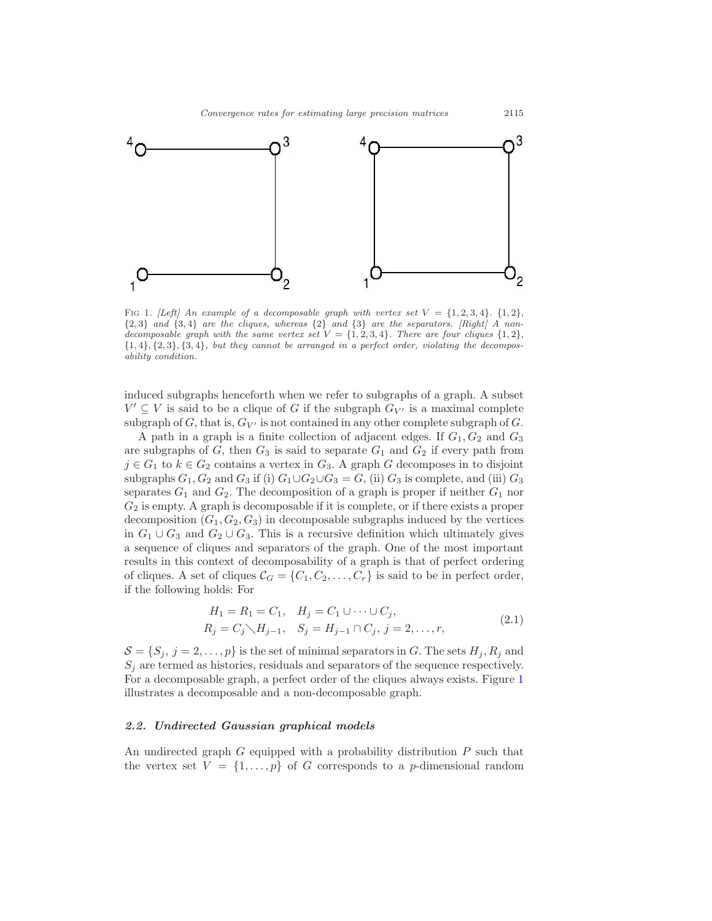FIG 1. *[Left] An example of a decomposable graph with vertex set $V = \{1, 2, 3, 4\}$. $\{1, 2\}$, $\{2, 3\}$ and $\{3, 4\}$ are the cliques, whereas $\{2\}$ and $\{3\}$ are the separators. [Right] A non-decomposable graph with the same vertex set $V = \{1, 2, 3, 4\}$. There are four cliques $\{1, 2\}$, $\{1, 4\}, \{2, 3\}, \{3, 4\}$, but they cannot be arranged in a perfect order, violating the decomposability condition.*

induced subgraphs henceforth when we refer to subgraphs of a graph. A subset $V' \subseteq V$ is said to be a clique of $G$ if the subgraph $G_{V'}$ is a maximal complete subgraph of $G$, that is, $G_{V'}$ is not contained in any other complete subgraph of $G$.

A path in a graph is a finite collection of adjacent edges. If $G_1, G_2$ and $G_3$ are subgraphs of $G$, then $G_3$ is said to separate $G_1$ and $G_2$ if every path from $j \in G_1$ to $k \in G_2$ contains a vertex in $G_3$. A graph $G$ decomposes in to disjoint subgraphs $G_1, G_2$ and $G_3$ if (i) $G_1 \cup G_2 \cup G_3 = G$, (ii) $G_3$ is complete, and (iii) $G_3$ separates $G_1$ and $G_2$. The decomposition of a graph is proper if neither $G_1$ nor $G_2$ is empty. A graph is decomposable if it is complete, or if there exists a proper decomposition $(G_1, G_2, G_3)$ in decomposable subgraphs induced by the vertices in $G_1 \cup G_3$ and $G_2 \cup G_3$. This is a recursive definition which ultimately gives a sequence of cliques and separators of the graph. One of the most important results in this context of decomposability of a graph is that of perfect ordering of cliques. A set of cliques $\mathcal{C}_G = \{C_1, C_2, \ldots, C_r\}$ is said to be in perfect order, if the following holds: For

$$
\begin{aligned}
&H_1 = R_1 = C_1, \quad H_j = C_1 \cup \cdots \cup C_j, \\
&R_j = C_j \setminus H_{j-1}, \quad S_j = H_{j-1} \cap C_j, \; j = 2, \ldots, r,
\end{aligned}
\tag{2.1}
$$

$\mathcal{S} = \{S_j, \, j = 2, \ldots, p\}$ is the set of minimal separators in $G$. The sets $H_j$, $R_j$ and $S_j$ are termed as histories, residuals and separators of the sequence respectively. For a decomposable graph, a perfect order of the cliques always exists. Figure 1 illustrates a decomposable and a non-decomposable graph.

### 2.2. Undirected Gaussian graphical models

An undirected graph $G$ equipped with a probability distribution $P$ such that the vertex set $V = \{1, \ldots, p\}$ of $G$ corresponds to a $p$-dimensional random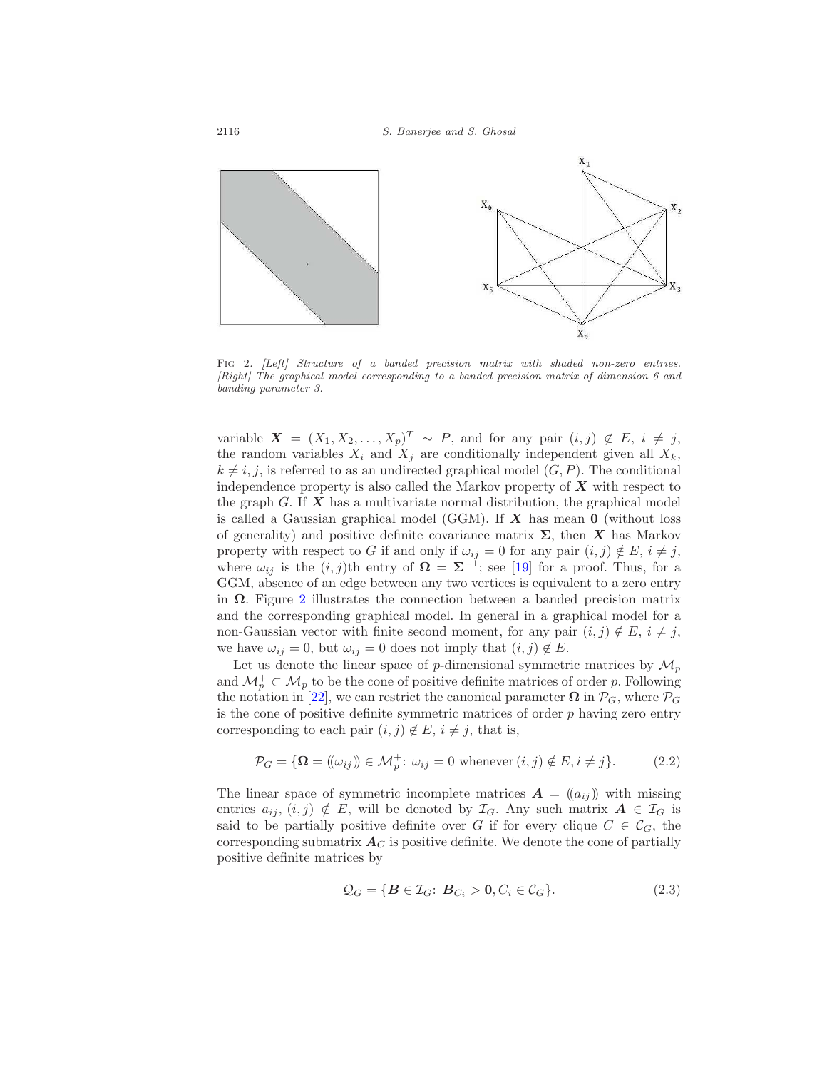FIG 2. *[Left] Structure of a banded precision matrix with shaded non-zero entries. [Right] The graphical model corresponding to a banded precision matrix of dimension 6 and banding parameter 3.*

variable $\boldsymbol{X} = (X_1, X_2, \ldots, X_p)^T \sim P$, and for any pair $(i,j) \notin E$, $i \neq j$, the random variables $X_i$ and $X_j$ are conditionally independent given all $X_k$, $k \neq i, j$, is referred to as an undirected graphical model $(G, P)$. The conditional independence property is also called the Markov property of $\boldsymbol{X}$ with respect to the graph $G$. If $\boldsymbol{X}$ has a multivariate normal distribution, the graphical model is called a Gaussian graphical model (GGM). If $\boldsymbol{X}$ has mean $\mathbf{0}$ (without loss of generality) and positive definite covariance matrix $\boldsymbol{\Sigma}$, then $\boldsymbol{X}$ has Markov property with respect to $G$ if and only if $\omega_{ij} = 0$ for any pair $(i,j) \notin E$, $i \neq j$, where $\omega_{ij}$ is the $(i,j)$th entry of $\boldsymbol{\Omega} = \boldsymbol{\Sigma}^{-1}$; see [19] for a proof. Thus, for a GGM, absence of an edge between any two vertices is equivalent to a zero entry in $\boldsymbol{\Omega}$. Figure 2 illustrates the connection between a banded precision matrix and the corresponding graphical model. In general in a graphical model for a non-Gaussian vector with finite second moment, for any pair $(i,j) \notin E$, $i \neq j$, we have $\omega_{ij} = 0$, but $\omega_{ij} = 0$ does not imply that $(i,j) \notin E$.

Let us denote the linear space of $p$-dimensional symmetric matrices by $\mathcal{M}_p$ and $\mathcal{M}_p^+ \subset \mathcal{M}_p$ to be the cone of positive definite matrices of order $p$. Following the notation in [22], we can restrict the canonical parameter $\boldsymbol{\Omega}$ in $\mathcal{P}_G$, where $\mathcal{P}_G$ is the cone of positive definite symmetric matrices of order $p$ having zero entry corresponding to each pair $(i,j) \notin E$, $i \neq j$, that is,

$$\mathcal{P}_G = \{\boldsymbol{\Omega} = (\!(\omega_{ij})\!) \in \mathcal{M}_p^+ \colon \omega_{ij} = 0 \text{ whenever } (i,j) \notin E, i \neq j\}. \tag{2.2}$$

The linear space of symmetric incomplete matrices $\boldsymbol{A} = (\!(a_{ij})\!)$ with missing entries $a_{ij}$, $(i,j) \notin E$, will be denoted by $\mathcal{I}_G$. Any such matrix $\boldsymbol{A} \in \mathcal{I}_G$ is said to be partially positive definite over $G$ if for every clique $C \in \mathcal{C}_G$, the corresponding submatrix $\boldsymbol{A}_C$ is positive definite. We denote the cone of partially positive definite matrices by

$$\mathcal{Q}_G = \{\boldsymbol{B} \in \mathcal{I}_G \colon \boldsymbol{B}_{C_i} > \mathbf{0}, C_i \in \mathcal{C}_G\}. \tag{2.3}$$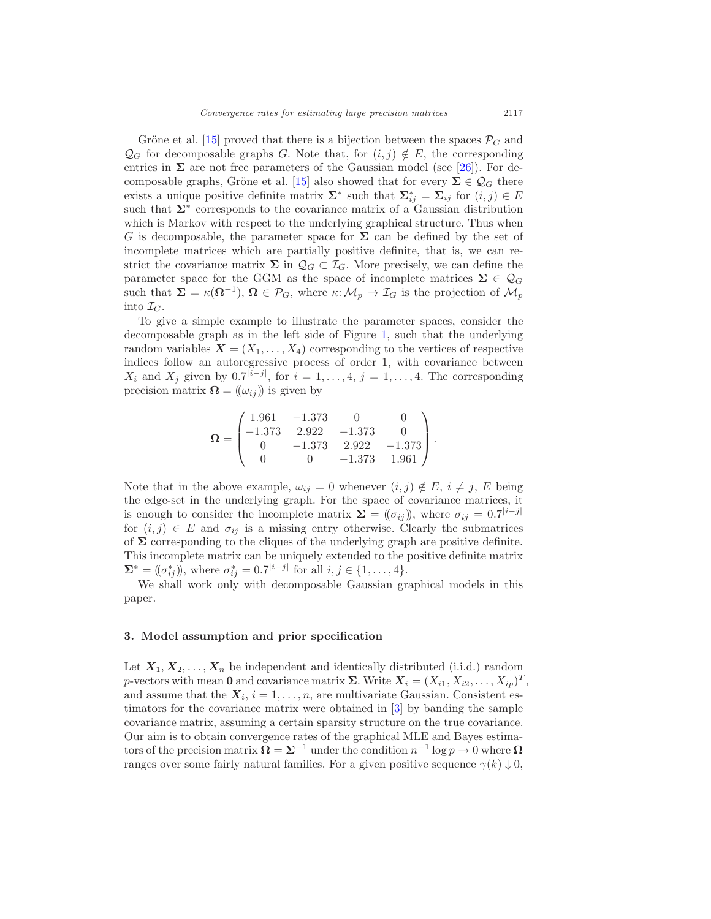Gröne et al. [15] proved that there is a bijection between the spaces $\mathcal{P}_G$ and $\mathcal{Q}_G$ for decomposable graphs $G$. Note that, for $(i,j) \notin E$, the corresponding entries in $\boldsymbol{\Sigma}$ are not free parameters of the Gaussian model (see [26]). For decomposable graphs, Gröne et al. [15] also showed that for every $\boldsymbol{\Sigma} \in \mathcal{Q}_G$ there exists a unique positive definite matrix $\boldsymbol{\Sigma}^*$ such that $\boldsymbol{\Sigma}^*_{ij} = \boldsymbol{\Sigma}_{ij}$ for $(i,j) \in E$ such that $\boldsymbol{\Sigma}^*$ corresponds to the covariance matrix of a Gaussian distribution which is Markov with respect to the underlying graphical structure. Thus when $G$ is decomposable, the parameter space for $\boldsymbol{\Sigma}$ can be defined by the set of incomplete matrices which are partially positive definite, that is, we can restrict the covariance matrix $\boldsymbol{\Sigma}$ in $\mathcal{Q}_G \subset \mathcal{I}_G$. More precisely, we can define the parameter space for the GGM as the space of incomplete matrices $\boldsymbol{\Sigma} \in \mathcal{Q}_G$ such that $\boldsymbol{\Sigma} = \kappa(\boldsymbol{\Omega}^{-1})$, $\boldsymbol{\Omega} \in \mathcal{P}_G$, where $\kappa: \mathcal{M}_p \to \mathcal{I}_G$ is the projection of $\mathcal{M}_p$ into $\mathcal{I}_G$.

To give a simple example to illustrate the parameter spaces, consider the decomposable graph as in the left side of Figure 1, such that the underlying random variables $\boldsymbol{X} = (X_1, \ldots, X_4)$ corresponding to the vertices of respective indices follow an autoregressive process of order 1, with covariance between $X_i$ and $X_j$ given by $0.7^{|i-j|}$, for $i = 1, \ldots, 4$, $j = 1, \ldots, 4$. The corresponding precision matrix $\boldsymbol{\Omega} = (\!(\omega_{ij})\!)$ is given by

$$\boldsymbol{\Omega} = \begin{pmatrix} 1.961 & -1.373 & 0 & 0 \\ -1.373 & 2.922 & -1.373 & 0 \\ 0 & -1.373 & 2.922 & -1.373 \\ 0 & 0 & -1.373 & 1.961 \end{pmatrix}.$$

Note that in the above example, $\omega_{ij} = 0$ whenever $(i,j) \notin E$, $i \neq j$, $E$ being the edge-set in the underlying graph. For the space of covariance matrices, it is enough to consider the incomplete matrix $\boldsymbol{\Sigma} = (\!(\sigma_{ij})\!)$, where $\sigma_{ij} = 0.7^{|i-j|}$ for $(i,j) \in E$ and $\sigma_{ij}$ is a missing entry otherwise. Clearly the submatrices of $\boldsymbol{\Sigma}$ corresponding to the cliques of the underlying graph are positive definite. This incomplete matrix can be uniquely extended to the positive definite matrix $\boldsymbol{\Sigma}^* = (\!(\sigma^*_{ij})\!)$, where $\sigma^*_{ij} = 0.7^{|i-j|}$ for all $i,j \in \{1, \ldots, 4\}$.

We shall work only with decomposable Gaussian graphical models in this paper.

## 3. Model assumption and prior specification

Let $\boldsymbol{X}_1, \boldsymbol{X}_2, \ldots, \boldsymbol{X}_n$ be independent and identically distributed (i.i.d.) random $p$-vectors with mean $\mathbf{0}$ and covariance matrix $\boldsymbol{\Sigma}$. Write $\boldsymbol{X}_i = (X_{i1}, X_{i2}, \ldots, X_{ip})^T$, and assume that the $\boldsymbol{X}_i$, $i = 1, \ldots, n$, are multivariate Gaussian. Consistent estimators for the covariance matrix were obtained in [3] by banding the sample covariance matrix, assuming a certain sparsity structure on the true covariance. Our aim is to obtain convergence rates of the graphical MLE and Bayes estimators of the precision matrix $\boldsymbol{\Omega} = \boldsymbol{\Sigma}^{-1}$ under the condition $n^{-1} \log p \to 0$ where $\boldsymbol{\Omega}$ ranges over some fairly natural families. For a given positive sequence $\gamma(k) \downarrow 0$,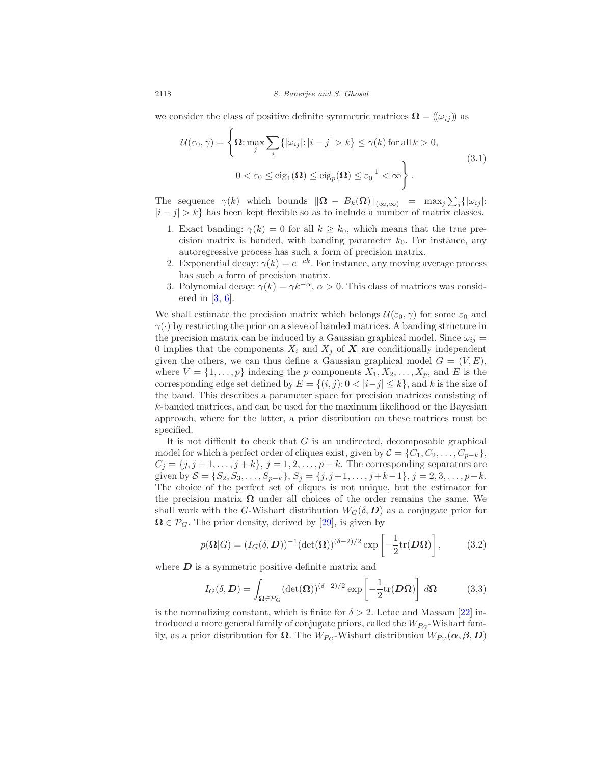we consider the class of positive definite symmetric matrices $\boldsymbol{\Omega} = (\!(\omega_{ij})\!)$ as

$$
\begin{aligned}
\mathcal{U}(\varepsilon_0, \gamma) = \Bigg\{ \boldsymbol{\Omega} \colon \max_j \sum_i \{|\omega_{ij}| \colon |i-j| > k\} \le \gamma(k) \text{ for all } k > 0, \\
0 < \varepsilon_0 \le \operatorname{eig}_1(\boldsymbol{\Omega}) \le \operatorname{eig}_p(\boldsymbol{\Omega}) \le \varepsilon_0^{-1} < \infty \Bigg\}.
\end{aligned}
\tag{3.1}
$$

The sequence $\gamma(k)$ which bounds $\|\boldsymbol{\Omega} - B_k(\boldsymbol{\Omega})\|_{(\infty,\infty)} = \max_j \sum_i \{|\omega_{ij}| \colon |i-j| > k\}$ has been kept flexible so as to include a number of matrix classes.

1. Exact banding: $\gamma(k) = 0$ for all $k \ge k_0$, which means that the true precision matrix is banded, with banding parameter $k_0$. For instance, any autoregressive process has such a form of precision matrix.
2. Exponential decay: $\gamma(k) = e^{-ck}$. For instance, any moving average process has such a form of precision matrix.
3. Polynomial decay: $\gamma(k) = \gamma k^{-\alpha}$, $\alpha > 0$. This class of matrices was considered in [3, 6].

We shall estimate the precision matrix which belongs $\mathcal{U}(\varepsilon_0, \gamma)$ for some $\varepsilon_0$ and $\gamma(\cdot)$ by restricting the prior on a sieve of banded matrices. A banding structure in the precision matrix can be induced by a Gaussian graphical model. Since $\omega_{ij} = 0$ implies that the components $X_i$ and $X_j$ of $\boldsymbol{X}$ are conditionally independent given the others, we can thus define a Gaussian graphical model $G = (V, E)$, where $V = \{1, \ldots, p\}$ indexing the $p$ components $X_1, X_2, \ldots, X_p$, and $E$ is the corresponding edge set defined by $E = \{(i,j) \colon 0 < |i-j| \le k\}$, and $k$ is the size of the band. This describes a parameter space for precision matrices consisting of $k$-banded matrices, and can be used for the maximum likelihood or the Bayesian approach, where for the latter, a prior distribution on these matrices must be specified.

It is not difficult to check that $G$ is an undirected, decomposable graphical model for which a perfect order of cliques exist, given by $\mathcal{C} = \{C_1, C_2, \ldots, C_{p-k}\}$, $C_j = \{j, j+1, \ldots, j+k\}$, $j = 1, 2, \ldots, p-k$. The corresponding separators are given by $\mathcal{S} = \{S_2, S_3, \ldots, S_{p-k}\}$, $S_j = \{j, j+1, \ldots, j+k-1\}$, $j = 2, 3, \ldots, p-k$. The choice of the perfect set of cliques is not unique, but the estimator for the precision matrix $\boldsymbol{\Omega}$ under all choices of the order remains the same. We shall work with the $G$-Wishart distribution $W_G(\delta, \boldsymbol{D})$ as a conjugate prior for $\boldsymbol{\Omega} \in \mathcal{P}_G$. The prior density, derived by [29], is given by

$$
p(\boldsymbol{\Omega}|G) = (I_G(\delta, \boldsymbol{D}))^{-1} (\det(\boldsymbol{\Omega}))^{(\delta-2)/2} \exp\left[-\frac{1}{2}\operatorname{tr}(\boldsymbol{D}\boldsymbol{\Omega})\right], \tag{3.2}
$$

where $\boldsymbol{D}$ is a symmetric positive definite matrix and

$$
I_G(\delta, \boldsymbol{D}) = \int_{\boldsymbol{\Omega} \in \mathcal{P}_G} (\det(\boldsymbol{\Omega}))^{(\delta-2)/2} \exp\left[-\frac{1}{2}\operatorname{tr}(\boldsymbol{D}\boldsymbol{\Omega})\right] d\boldsymbol{\Omega} \tag{3.3}
$$

is the normalizing constant, which is finite for $\delta > 2$. Letac and Massam [22] introduced a more general family of conjugate priors, called the $W_{P_G}$-Wishart family, as a prior distribution for $\boldsymbol{\Omega}$. The $W_{P_G}$-Wishart distribution $W_{P_G}(\boldsymbol{\alpha}, \boldsymbol{\beta}, \boldsymbol{D})$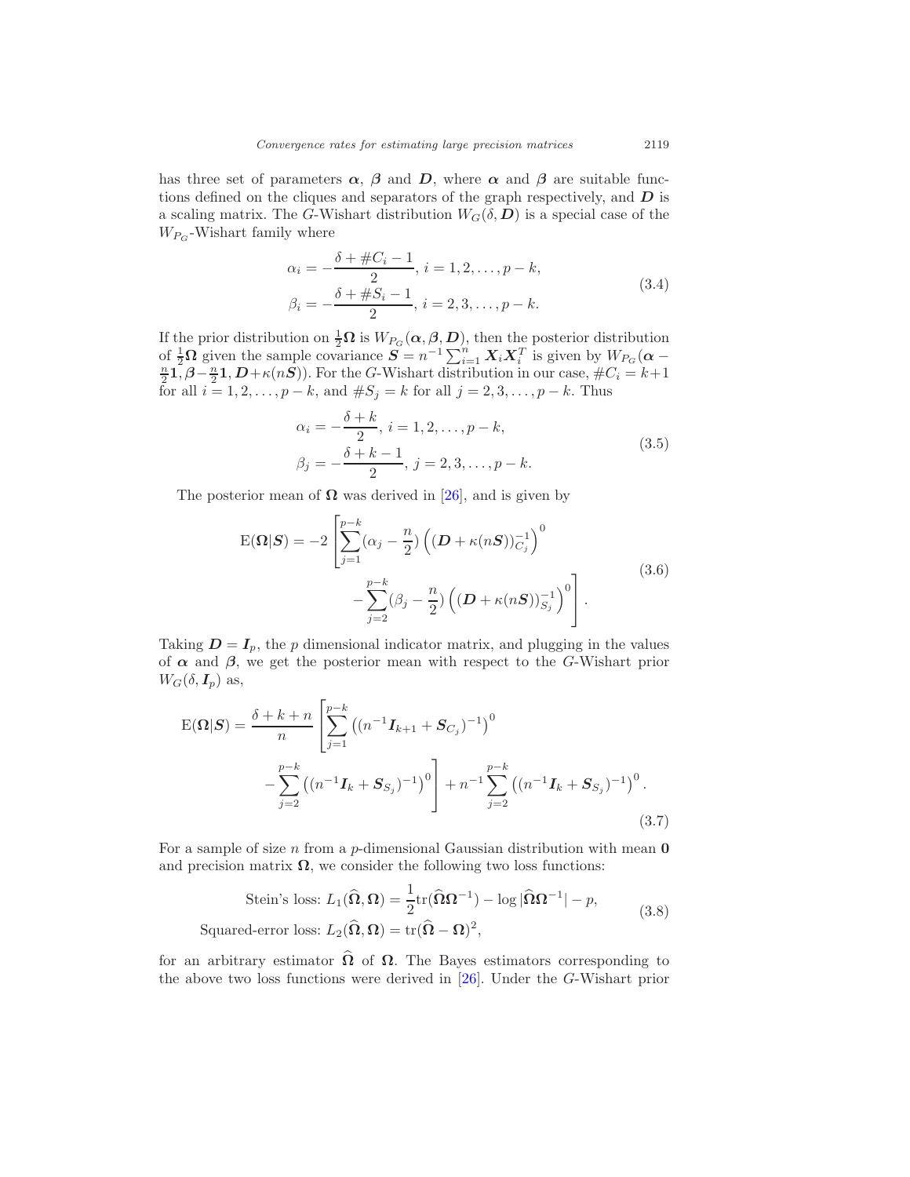has three set of parameters $\boldsymbol{\alpha}$, $\boldsymbol{\beta}$ and $\boldsymbol{D}$, where $\boldsymbol{\alpha}$ and $\boldsymbol{\beta}$ are suitable functions defined on the cliques and separators of the graph respectively, and $\boldsymbol{D}$ is a scaling matrix. The $G$-Wishart distribution $W_G(\delta, \boldsymbol{D})$ is a special case of the $W_{P_G}$-Wishart family where

$$
\begin{aligned}
\alpha_i &= -\frac{\delta + \#C_i - 1}{2},\ i = 1, 2, \ldots, p-k, \\
\beta_i &= -\frac{\delta + \#S_i - 1}{2},\ i = 2, 3, \ldots, p-k.
\end{aligned}
\tag{3.4}
$$

If the prior distribution on $\frac{1}{2}\boldsymbol{\Omega}$ is $W_{P_G}(\boldsymbol{\alpha}, \boldsymbol{\beta}, \boldsymbol{D})$, then the posterior distribution of $\frac{1}{2}\boldsymbol{\Omega}$ given the sample covariance $\boldsymbol{S} = n^{-1}\sum_{i=1}^{n} \boldsymbol{X}_i \boldsymbol{X}_i^T$ is given by $W_{P_G}(\boldsymbol{\alpha} - \frac{n}{2}\mathbf{1}, \boldsymbol{\beta} - \frac{n}{2}\mathbf{1}, \boldsymbol{D} + \kappa(n\boldsymbol{S}))$. For the $G$-Wishart distribution in our case, $\#C_i = k+1$ for all $i = 1, 2, \ldots, p-k$, and $\#S_j = k$ for all $j = 2, 3, \ldots, p-k$. Thus

$$
\begin{aligned}
\alpha_i &= -\frac{\delta + k}{2},\ i = 1, 2, \ldots, p-k, \\
\beta_j &= -\frac{\delta + k - 1}{2},\ j = 2, 3, \ldots, p-k.
\end{aligned}
\tag{3.5}
$$

The posterior mean of $\boldsymbol{\Omega}$ was derived in [26], and is given by

$$
\begin{aligned}
\mathrm{E}(\boldsymbol{\Omega}|\boldsymbol{S}) = -2 \Bigg[ & \sum_{j=1}^{p-k} (\alpha_j - \frac{n}{2}) \left( (\boldsymbol{D} + \kappa(n\boldsymbol{S}))_{C_j}^{-1} \right)^0 \\
& - \sum_{j=2}^{p-k} (\beta_j - \frac{n}{2}) \left( (\boldsymbol{D} + \kappa(n\boldsymbol{S}))_{S_j}^{-1} \right)^0 \Bigg].
\end{aligned}
\tag{3.6}
$$

Taking $\boldsymbol{D} = \boldsymbol{I}_p$, the $p$ dimensional indicator matrix, and plugging in the values of $\boldsymbol{\alpha}$ and $\boldsymbol{\beta}$, we get the posterior mean with respect to the $G$-Wishart prior $W_G(\delta, \boldsymbol{I}_p)$ as,

$$
\begin{aligned}
\mathrm{E}(\boldsymbol{\Omega}|\boldsymbol{S}) = \frac{\delta + k + n}{n} \Bigg[ & \sum_{j=1}^{p-k} \left( (n^{-1}\boldsymbol{I}_{k+1} + \boldsymbol{S}_{C_j})^{-1} \right)^0 \\
& - \sum_{j=2}^{p-k} \left( (n^{-1}\boldsymbol{I}_k + \boldsymbol{S}_{S_j})^{-1} \right)^0 \Bigg] + n^{-1} \sum_{j=2}^{p-k} \left( (n^{-1}\boldsymbol{I}_k + \boldsymbol{S}_{S_j})^{-1} \right)^0.
\end{aligned}
\tag{3.7}
$$

For a sample of size $n$ from a $p$-dimensional Gaussian distribution with mean $\mathbf{0}$ and precision matrix $\boldsymbol{\Omega}$, we consider the following two loss functions:

$$
\begin{aligned}
\text{Stein's loss: } & L_1(\widehat{\boldsymbol{\Omega}}, \boldsymbol{\Omega}) = \frac{1}{2}\mathrm{tr}(\widehat{\boldsymbol{\Omega}}\boldsymbol{\Omega}^{-1}) - \log|\widehat{\boldsymbol{\Omega}}\boldsymbol{\Omega}^{-1}| - p, \\
\text{Squared-error loss: } & L_2(\widehat{\boldsymbol{\Omega}}, \boldsymbol{\Omega}) = \mathrm{tr}(\widehat{\boldsymbol{\Omega}} - \boldsymbol{\Omega})^2,
\end{aligned}
\tag{3.8}
$$

for an arbitrary estimator $\widehat{\boldsymbol{\Omega}}$ of $\boldsymbol{\Omega}$. The Bayes estimators corresponding to the above two loss functions were derived in [26]. Under the $G$-Wishart prior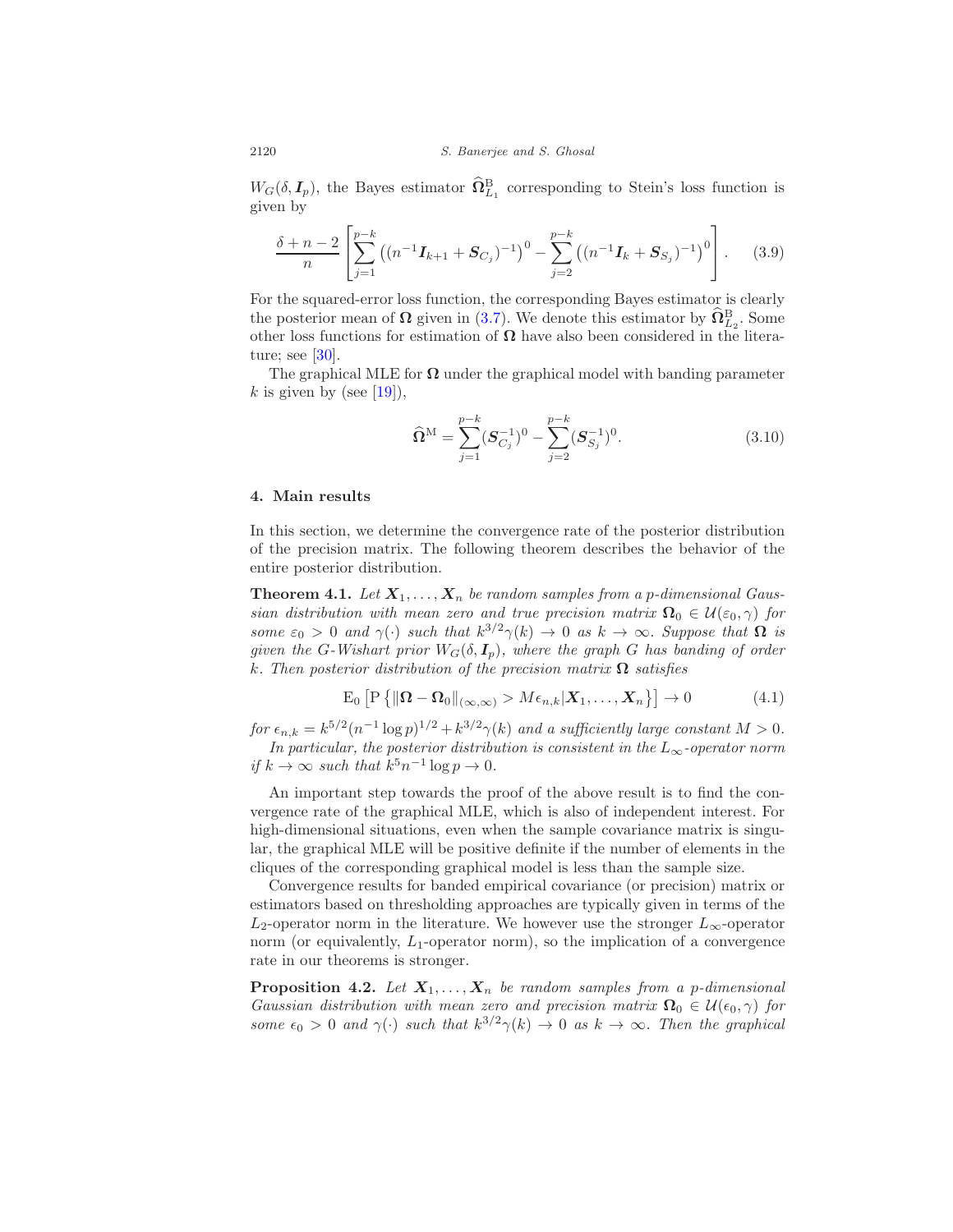$W_G(\delta, \boldsymbol{I}_p)$, the Bayes estimator $\widehat{\boldsymbol{\Omega}}^{\mathrm{B}}_{L_1}$ corresponding to Stein's loss function is given by

$$\frac{\delta+n-2}{n}\left[\sum_{j=1}^{p-k}\left((n^{-1}\boldsymbol{I}_{k+1}+\boldsymbol{S}_{C_j})^{-1}\right)^0-\sum_{j=2}^{p-k}\left((n^{-1}\boldsymbol{I}_{k}+\boldsymbol{S}_{S_j})^{-1}\right)^0\right]. \tag{3.9}$$

For the squared-error loss function, the corresponding Bayes estimator is clearly the posterior mean of $\boldsymbol{\Omega}$ given in (3.7). We denote this estimator by $\widehat{\boldsymbol{\Omega}}^{\mathrm{B}}_{L_2}$. Some other loss functions for estimation of $\boldsymbol{\Omega}$ have also been considered in the literature; see [30].

The graphical MLE for $\boldsymbol{\Omega}$ under the graphical model with banding parameter $k$ is given by (see [19]),

$$\widehat{\boldsymbol{\Omega}}^{\mathrm{M}}=\sum_{j=1}^{p-k}(\boldsymbol{S}_{C_j}^{-1})^0-\sum_{j=2}^{p-k}(\boldsymbol{S}_{S_j}^{-1})^0. \tag{3.10}$$

## 4. Main results

In this section, we determine the convergence rate of the posterior distribution of the precision matrix. The following theorem describes the behavior of the entire posterior distribution.

**Theorem 4.1.** *Let $\boldsymbol{X}_1,\ldots,\boldsymbol{X}_n$ be random samples from a $p$-dimensional Gaussian distribution with mean zero and true precision matrix $\boldsymbol{\Omega}_0\in\mathcal{U}(\varepsilon_0,\gamma)$ for some $\varepsilon_0>0$ and $\gamma(\cdot)$ such that $k^{3/2}\gamma(k)\to 0$ as $k\to\infty$. Suppose that $\boldsymbol{\Omega}$ is given the G-Wishart prior $W_G(\delta,\boldsymbol{I}_p)$, where the graph $G$ has banding of order $k$. Then posterior distribution of the precision matrix $\boldsymbol{\Omega}$ satisfies*

$$\mathrm{E}_0\left[\mathrm{P}\left\{\|\boldsymbol{\Omega}-\boldsymbol{\Omega}_0\|_{(\infty,\infty)}>M\epsilon_{n,k}|\boldsymbol{X}_1,\ldots,\boldsymbol{X}_n\right\}\right]\to 0 \tag{4.1}$$

*for $\epsilon_{n,k}=k^{5/2}(n^{-1}\log p)^{1/2}+k^{3/2}\gamma(k)$ and a sufficiently large constant $M>0$.*

*In particular, the posterior distribution is consistent in the $L_\infty$-operator norm if $k\to\infty$ such that $k^5n^{-1}\log p\to 0$.*

An important step towards the proof of the above result is to find the convergence rate of the graphical MLE, which is also of independent interest. For high-dimensional situations, even when the sample covariance matrix is singular, the graphical MLE will be positive definite if the number of elements in the cliques of the corresponding graphical model is less than the sample size.

Convergence results for banded empirical covariance (or precision) matrix or estimators based on thresholding approaches are typically given in terms of the $L_2$-operator norm in the literature. We however use the stronger $L_\infty$-operator norm (or equivalently, $L_1$-operator norm), so the implication of a convergence rate in our theorems is stronger.

**Proposition 4.2.** *Let $\boldsymbol{X}_1,\ldots,\boldsymbol{X}_n$ be random samples from a $p$-dimensional Gaussian distribution with mean zero and precision matrix $\boldsymbol{\Omega}_0\in\mathcal{U}(\epsilon_0,\gamma)$ for some $\epsilon_0>0$ and $\gamma(\cdot)$ such that $k^{3/2}\gamma(k)\to 0$ as $k\to\infty$. Then the graphical*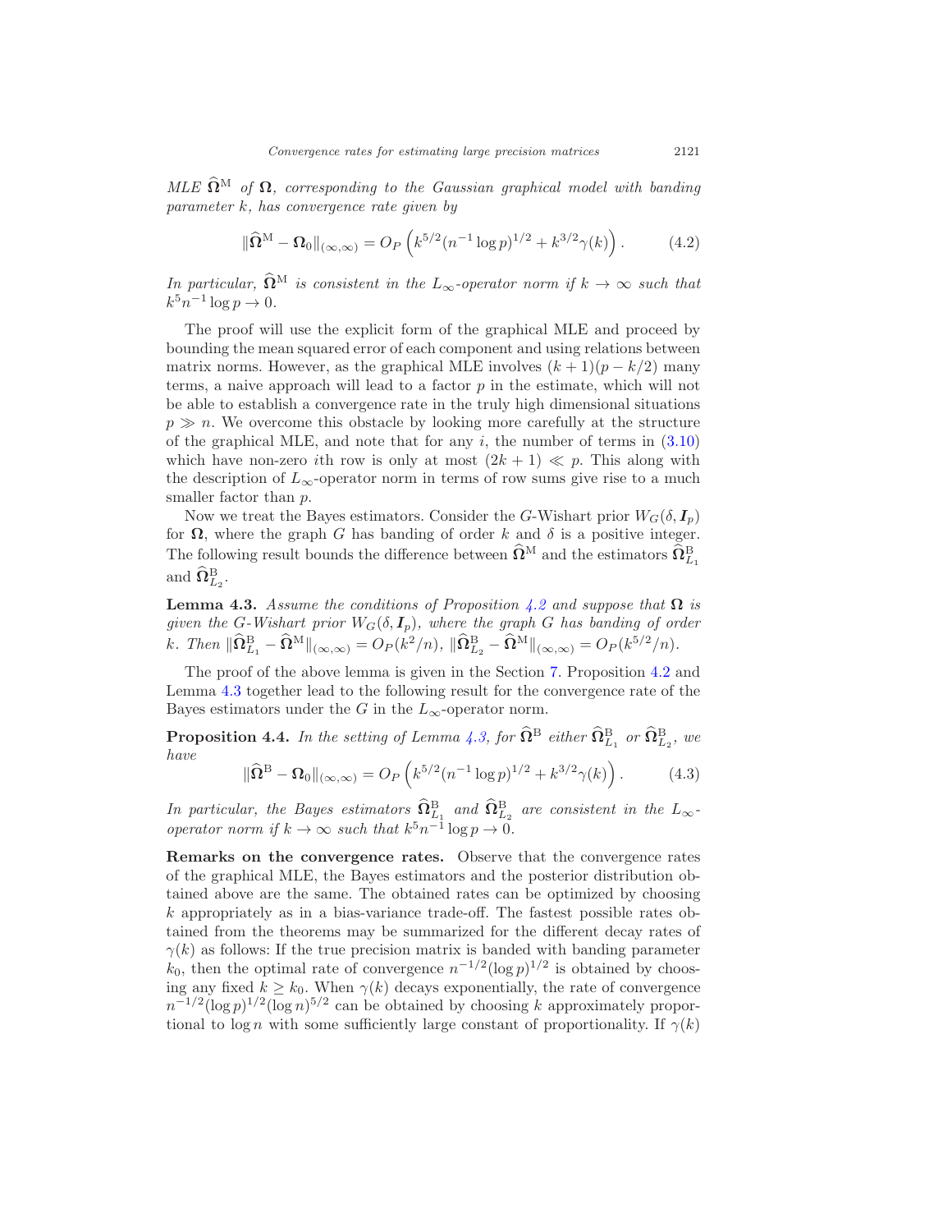*MLE $\widehat{\mathbf{\Omega}}^{\mathrm{M}}$ of $\mathbf{\Omega}$, corresponding to the Gaussian graphical model with banding parameter $k$, has convergence rate given by*

$$\|\widehat{\mathbf{\Omega}}^{\mathrm{M}} - \mathbf{\Omega}_0\|_{(\infty,\infty)} = O_P\left(k^{5/2}(n^{-1}\log p)^{1/2} + k^{3/2}\gamma(k)\right). \tag{4.2}$$

*In particular, $\widehat{\mathbf{\Omega}}^{\mathrm{M}}$ is consistent in the $L_\infty$-operator norm if $k \to \infty$ such that $k^5 n^{-1}\log p \to 0$.*

The proof will use the explicit form of the graphical MLE and proceed by bounding the mean squared error of each component and using relations between matrix norms. However, as the graphical MLE involves $(k+1)(p-k/2)$ many terms, a naive approach will lead to a factor $p$ in the estimate, which will not be able to establish a convergence rate in the truly high dimensional situations $p \gg n$. We overcome this obstacle by looking more carefully at the structure of the graphical MLE, and note that for any $i$, the number of terms in (3.10) which have non-zero $i$th row is only at most $(2k+1) \ll p$. This along with the description of $L_\infty$-operator norm in terms of row sums give rise to a much smaller factor than $p$.

Now we treat the Bayes estimators. Consider the $G$-Wishart prior $W_G(\delta, \boldsymbol{I}_p)$ for $\mathbf{\Omega}$, where the graph $G$ has banding of order $k$ and $\delta$ is a positive integer. The following result bounds the difference between $\widehat{\mathbf{\Omega}}^{\mathrm{M}}$ and the estimators $\widehat{\mathbf{\Omega}}^{\mathrm{B}}_{L_1}$ and $\widehat{\mathbf{\Omega}}^{\mathrm{B}}_{L_2}$.

**Lemma 4.3.** *Assume the conditions of Proposition 4.2 and suppose that $\mathbf{\Omega}$ is given the $G$-Wishart prior $W_G(\delta, \boldsymbol{I}_p)$, where the graph $G$ has banding of order $k$. Then $\|\widehat{\mathbf{\Omega}}^{\mathrm{B}}_{L_1} - \widehat{\mathbf{\Omega}}^{\mathrm{M}}\|_{(\infty,\infty)} = O_P(k^2/n)$, $\|\widehat{\mathbf{\Omega}}^{\mathrm{B}}_{L_2} - \widehat{\mathbf{\Omega}}^{\mathrm{M}}\|_{(\infty,\infty)} = O_P(k^{5/2}/n)$.*

The proof of the above lemma is given in the Section 7. Proposition 4.2 and Lemma 4.3 together lead to the following result for the convergence rate of the Bayes estimators under the $G$ in the $L_\infty$-operator norm.

**Proposition 4.4.** *In the setting of Lemma 4.3, for $\widehat{\mathbf{\Omega}}^{\mathrm{B}}$ either $\widehat{\mathbf{\Omega}}^{\mathrm{B}}_{L_1}$ or $\widehat{\mathbf{\Omega}}^{\mathrm{B}}_{L_2}$, we have*

$$\|\widehat{\mathbf{\Omega}}^{\mathrm{B}} - \mathbf{\Omega}_0\|_{(\infty,\infty)} = O_P\left(k^{5/2}(n^{-1}\log p)^{1/2} + k^{3/2}\gamma(k)\right). \tag{4.3}$$

*In particular, the Bayes estimators $\widehat{\mathbf{\Omega}}^{\mathrm{B}}_{L_1}$ and $\widehat{\mathbf{\Omega}}^{\mathrm{B}}_{L_2}$ are consistent in the $L_\infty$-operator norm if $k \to \infty$ such that $k^5 n^{-1}\log p \to 0$.*

**Remarks on the convergence rates.** Observe that the convergence rates of the graphical MLE, the Bayes estimators and the posterior distribution obtained above are the same. The obtained rates can be optimized by choosing $k$ appropriately as in a bias-variance trade-off. The fastest possible rates obtained from the theorems may be summarized for the different decay rates of $\gamma(k)$ as follows: If the true precision matrix is banded with banding parameter $k_0$, then the optimal rate of convergence $n^{-1/2}(\log p)^{1/2}$ is obtained by choosing any fixed $k \geq k_0$. When $\gamma(k)$ decays exponentially, the rate of convergence $n^{-1/2}(\log p)^{1/2}(\log n)^{5/2}$ can be obtained by choosing $k$ approximately proportional to $\log n$ with some sufficiently large constant of proportionality. If $\gamma(k)$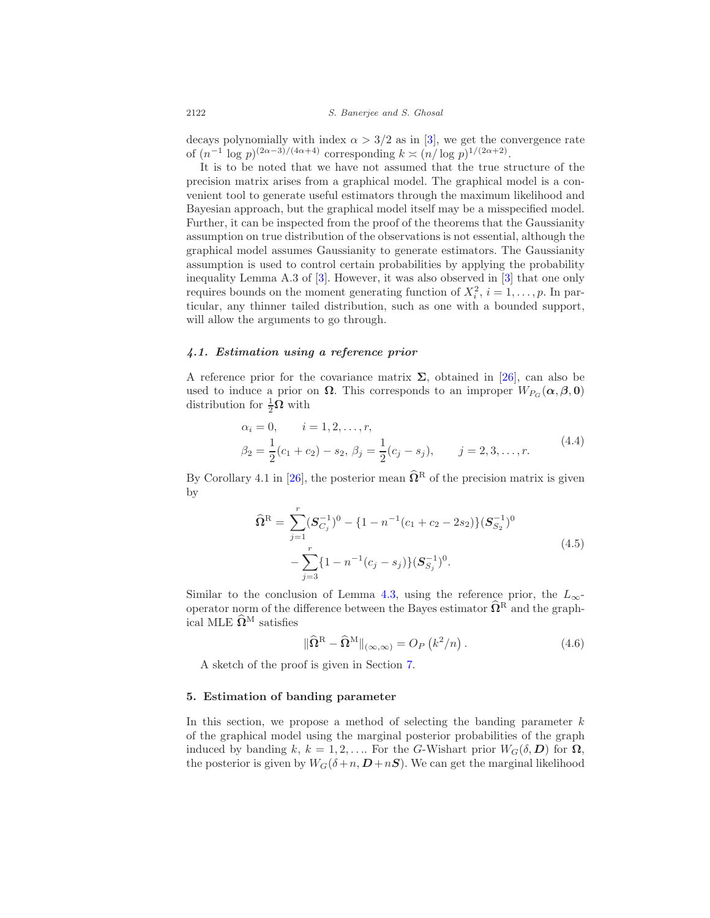decays polynomially with index $\alpha > 3/2$ as in [3], we get the convergence rate of $(n^{-1} \log p)^{(2\alpha-3)/(4\alpha+4)}$ corresponding $k \asymp (n/\log p)^{1/(2\alpha+2)}$.

It is to be noted that we have not assumed that the true structure of the precision matrix arises from a graphical model. The graphical model is a convenient tool to generate useful estimators through the maximum likelihood and Bayesian approach, but the graphical model itself may be a misspecified model. Further, it can be inspected from the proof of the theorems that the Gaussianity assumption on true distribution of the observations is not essential, although the graphical model assumes Gaussianity to generate estimators. The Gaussianity assumption is used to control certain probabilities by applying the probability inequality Lemma A.3 of [3]. However, it was also observed in [3] that one only requires bounds on the moment generating function of $X_i^2$, $i = 1, \ldots, p$. In particular, any thinner tailed distribution, such as one with a bounded support, will allow the arguments to go through.

### 4.1. Estimation using a reference prior

A reference prior for the covariance matrix $\boldsymbol{\Sigma}$, obtained in [26], can also be used to induce a prior on $\boldsymbol{\Omega}$. This corresponds to an improper $W_{P_G}(\boldsymbol{\alpha}, \boldsymbol{\beta}, \boldsymbol{0})$ distribution for $\frac{1}{2}\boldsymbol{\Omega}$ with

$$
\begin{aligned}
&\alpha_i = 0, \qquad i = 1, 2, \ldots, r, \\
&\beta_2 = \frac{1}{2}(c_1 + c_2) - s_2,\ \beta_j = \frac{1}{2}(c_j - s_j), \qquad j = 2, 3, \ldots, r.
\end{aligned}
\tag{4.4}
$$

By Corollary 4.1 in [26], the posterior mean $\widehat{\boldsymbol{\Omega}}^{\mathrm{R}}$ of the precision matrix is given by

$$
\begin{aligned}
\widehat{\boldsymbol{\Omega}}^{\mathrm{R}} = &\sum_{j=1}^{r} (\boldsymbol{S}_{C_j}^{-1})^0 - \{1 - n^{-1}(c_1 + c_2 - 2s_2)\}(\boldsymbol{S}_{S_2}^{-1})^0 \\
&- \sum_{j=3}^{r} \{1 - n^{-1}(c_j - s_j)\}(\boldsymbol{S}_{S_j}^{-1})^0.
\end{aligned}
\tag{4.5}
$$

Similar to the conclusion of Lemma 4.3, using the reference prior, the $L_\infty$-operator norm of the difference between the Bayes estimator $\widehat{\boldsymbol{\Omega}}^{\mathrm{R}}$ and the graphical MLE $\widehat{\boldsymbol{\Omega}}^{\mathrm{M}}$ satisfies

$$
\|\widehat{\boldsymbol{\Omega}}^{\mathrm{R}} - \widehat{\boldsymbol{\Omega}}^{\mathrm{M}}\|_{(\infty,\infty)} = O_P\left(k^2/n\right). \tag{4.6}
$$

A sketch of the proof is given in Section 7.

## 5. Estimation of banding parameter

In this section, we propose a method of selecting the banding parameter $k$ of the graphical model using the marginal posterior probabilities of the graph induced by banding $k$, $k = 1, 2, \ldots$. For the $G$-Wishart prior $W_G(\delta, \boldsymbol{D})$ for $\boldsymbol{\Omega}$, the posterior is given by $W_G(\delta + n, \boldsymbol{D} + n\boldsymbol{S})$. We can get the marginal likelihood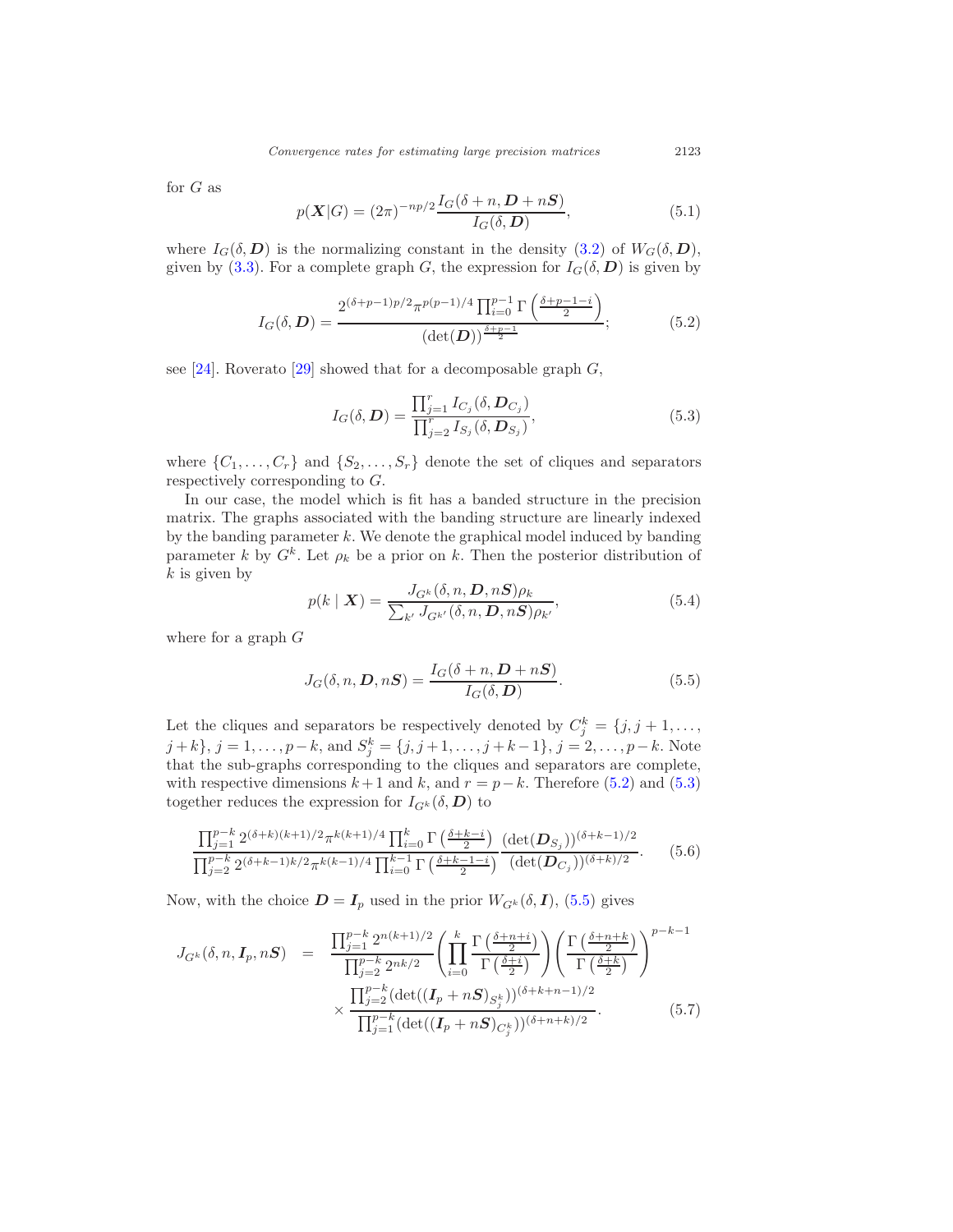for $G$ as

$$p(\boldsymbol{X}|G) = (2\pi)^{-np/2} \frac{I_G(\delta+n, \boldsymbol{D}+n\boldsymbol{S})}{I_G(\delta, \boldsymbol{D})}, \tag{5.1}$$

where $I_G(\delta, \boldsymbol{D})$ is the normalizing constant in the density (3.2) of $W_G(\delta, \boldsymbol{D})$, given by (3.3). For a complete graph $G$, the expression for $I_G(\delta, \boldsymbol{D})$ is given by

$$I_G(\delta, \boldsymbol{D}) = \frac{2^{(\delta+p-1)p/2} \pi^{p(p-1)/4} \prod_{i=0}^{p-1} \Gamma\left(\frac{\delta+p-1-i}{2}\right)}{(\det(\boldsymbol{D}))^{\frac{\delta+p-1}{2}}}; \tag{5.2}$$

see [24]. Roverato [29] showed that for a decomposable graph $G$,

$$I_G(\delta, \boldsymbol{D}) = \frac{\prod_{j=1}^{r} I_{C_j}(\delta, \boldsymbol{D}_{C_j})}{\prod_{j=2}^{r} I_{S_j}(\delta, \boldsymbol{D}_{S_j})}, \tag{5.3}$$

where $\{C_1, \ldots, C_r\}$ and $\{S_2, \ldots, S_r\}$ denote the set of cliques and separators respectively corresponding to $G$.

In our case, the model which is fit has a banded structure in the precision matrix. The graphs associated with the banding structure are linearly indexed by the banding parameter $k$. We denote the graphical model induced by banding parameter $k$ by $G^k$. Let $\rho_k$ be a prior on $k$. Then the posterior distribution of $k$ is given by

$$p(k \mid \boldsymbol{X}) = \frac{J_{G^k}(\delta, n, \boldsymbol{D}, n\boldsymbol{S})\rho_k}{\sum_{k'} J_{G^{k'}}(\delta, n, \boldsymbol{D}, n\boldsymbol{S})\rho_{k'}}, \tag{5.4}$$

where for a graph $G$

$$J_G(\delta, n, \boldsymbol{D}, n\boldsymbol{S}) = \frac{I_G(\delta+n, \boldsymbol{D}+n\boldsymbol{S})}{I_G(\delta, \boldsymbol{D})}. \tag{5.5}$$

Let the cliques and separators be respectively denoted by $C_j^k = \{j, j+1, \ldots, j+k\}$, $j = 1, \ldots, p-k$, and $S_j^k = \{j, j+1, \ldots, j+k-1\}$, $j = 2, \ldots, p-k$. Note that the sub-graphs corresponding to the cliques and separators are complete, with respective dimensions $k+1$ and $k$, and $r = p-k$. Therefore (5.2) and (5.3) together reduces the expression for $I_{G^k}(\delta, \boldsymbol{D})$ to

$$\frac{\prod_{j=1}^{p-k} 2^{(\delta+k)(k+1)/2} \pi^{k(k+1)/4} \prod_{i=0}^{k} \Gamma\left(\frac{\delta+k-i}{2}\right)}{\prod_{j=2}^{p-k} 2^{(\delta+k-1)k/2} \pi^{k(k-1)/4} \prod_{i=0}^{k-1} \Gamma\left(\frac{\delta+k-1-i}{2}\right)} \frac{(\det(\boldsymbol{D}_{S_j}))^{(\delta+k-1)/2}}{(\det(\boldsymbol{D}_{C_j}))^{(\delta+k)/2}}. \tag{5.6}$$

Now, with the choice $\boldsymbol{D} = \boldsymbol{I}_p$ used in the prior $W_{G^k}(\delta, \boldsymbol{I})$, (5.5) gives

$$\begin{aligned} J_{G^k}(\delta, n, \boldsymbol{I}_p, n\boldsymbol{S}) &= \frac{\prod_{j=1}^{p-k} 2^{n(k+1)/2}}{\prod_{j=2}^{p-k} 2^{nk/2}} \left( \prod_{i=0}^{k} \frac{\Gamma\left(\frac{\delta+n+i}{2}\right)}{\Gamma\left(\frac{\delta+i}{2}\right)} \right) \left( \frac{\Gamma\left(\frac{\delta+n+k}{2}\right)}{\Gamma\left(\frac{\delta+k}{2}\right)} \right)^{p-k-1} \\ &\quad \times \frac{\prod_{j=2}^{p-k} (\det((\boldsymbol{I}_p + n\boldsymbol{S})_{S_j^k}))^{(\delta+k+n-1)/2}}{\prod_{j=1}^{p-k} (\det((\boldsymbol{I}_p + n\boldsymbol{S})_{C_j^k}))^{(\delta+n+k)/2}}. \end{aligned} \tag{5.7}$$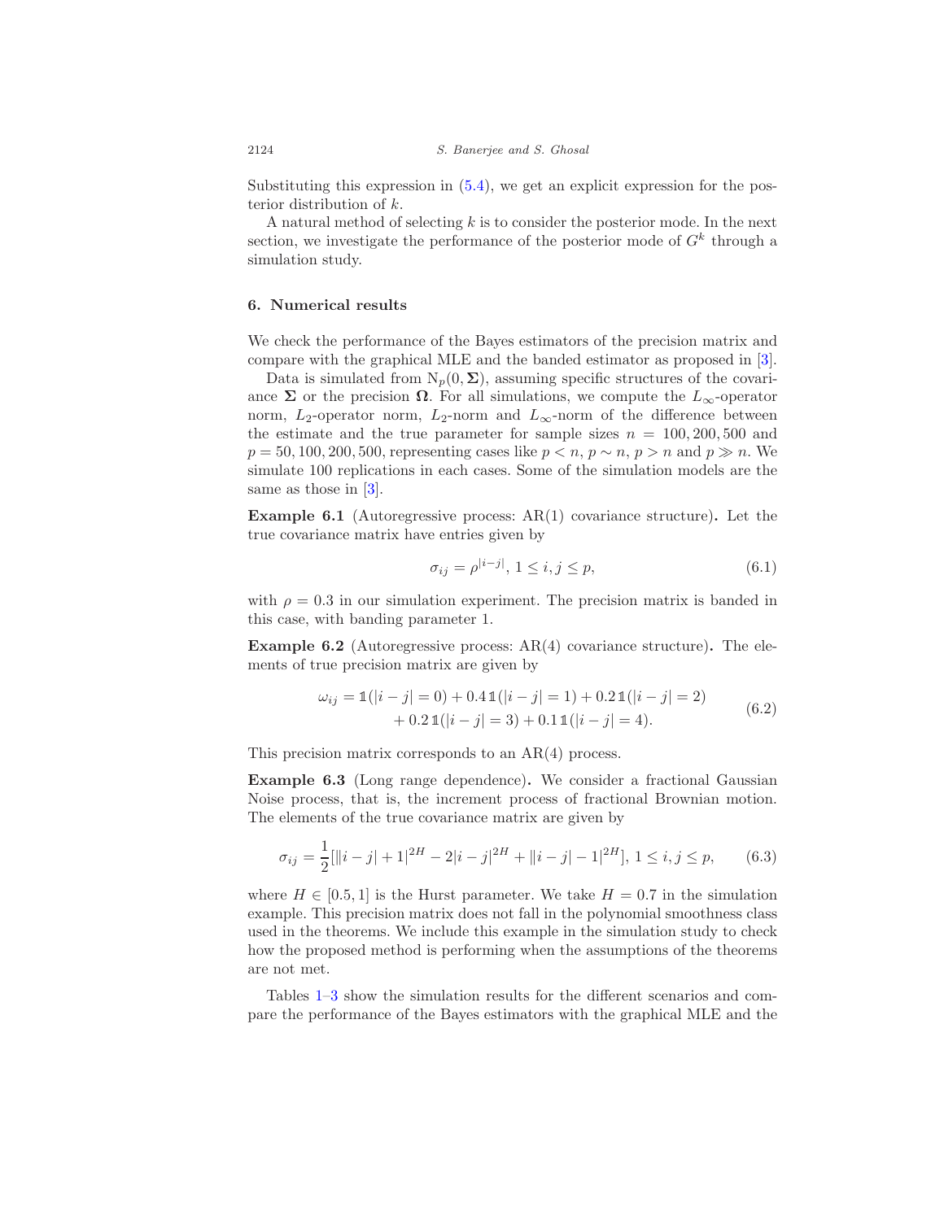Substituting this expression in (5.4), we get an explicit expression for the posterior distribution of $k$.

A natural method of selecting $k$ is to consider the posterior mode. In the next section, we investigate the performance of the posterior mode of $G^k$ through a simulation study.

## 6. Numerical results

We check the performance of the Bayes estimators of the precision matrix and compare with the graphical MLE and the banded estimator as proposed in [3].

Data is simulated from $\mathrm{N}_p(0, \boldsymbol{\Sigma})$, assuming specific structures of the covariance $\boldsymbol{\Sigma}$ or the precision $\boldsymbol{\Omega}$. For all simulations, we compute the $L_\infty$-operator norm, $L_2$-operator norm, $L_2$-norm and $L_\infty$-norm of the difference between the estimate and the true parameter for sample sizes $n = 100, 200, 500$ and $p = 50, 100, 200, 500$, representing cases like $p < n$, $p \sim n$, $p > n$ and $p \gg n$. We simulate 100 replications in each cases. Some of the simulation models are the same as those in [3].

**Example 6.1** (Autoregressive process: AR(1) covariance structure)**.** Let the true covariance matrix have entries given by

$$\sigma_{ij} = \rho^{|i-j|}, \; 1 \leq i, j \leq p, \tag{6.1}$$

with $\rho = 0.3$ in our simulation experiment. The precision matrix is banded in this case, with banding parameter 1.

**Example 6.2** (Autoregressive process: AR(4) covariance structure)**.** The elements of true precision matrix are given by

$$\begin{aligned} \omega_{ij} = \mathbb{1}(|i-j| = 0) + 0.4\,\mathbb{1}(|i-j| = 1) + 0.2\,\mathbb{1}(|i-j| = 2) \\ + 0.2\,\mathbb{1}(|i-j| = 3) + 0.1\,\mathbb{1}(|i-j| = 4). \end{aligned} \tag{6.2}$$

This precision matrix corresponds to an AR(4) process.

**Example 6.3** (Long range dependence)**.** We consider a fractional Gaussian Noise process, that is, the increment process of fractional Brownian motion. The elements of the true covariance matrix are given by

$$\sigma_{ij} = \frac{1}{2}[||i-j|+1|^{2H} - 2|i-j|^{2H} + ||i-j|-1|^{2H}], \; 1 \leq i, j \leq p, \tag{6.3}$$

where $H \in [0.5, 1]$ is the Hurst parameter. We take $H = 0.7$ in the simulation example. This precision matrix does not fall in the polynomial smoothness class used in the theorems. We include this example in the simulation study to check how the proposed method is performing when the assumptions of the theorems are not met.

Tables 1–3 show the simulation results for the different scenarios and compare the performance of the Bayes estimators with the graphical MLE and the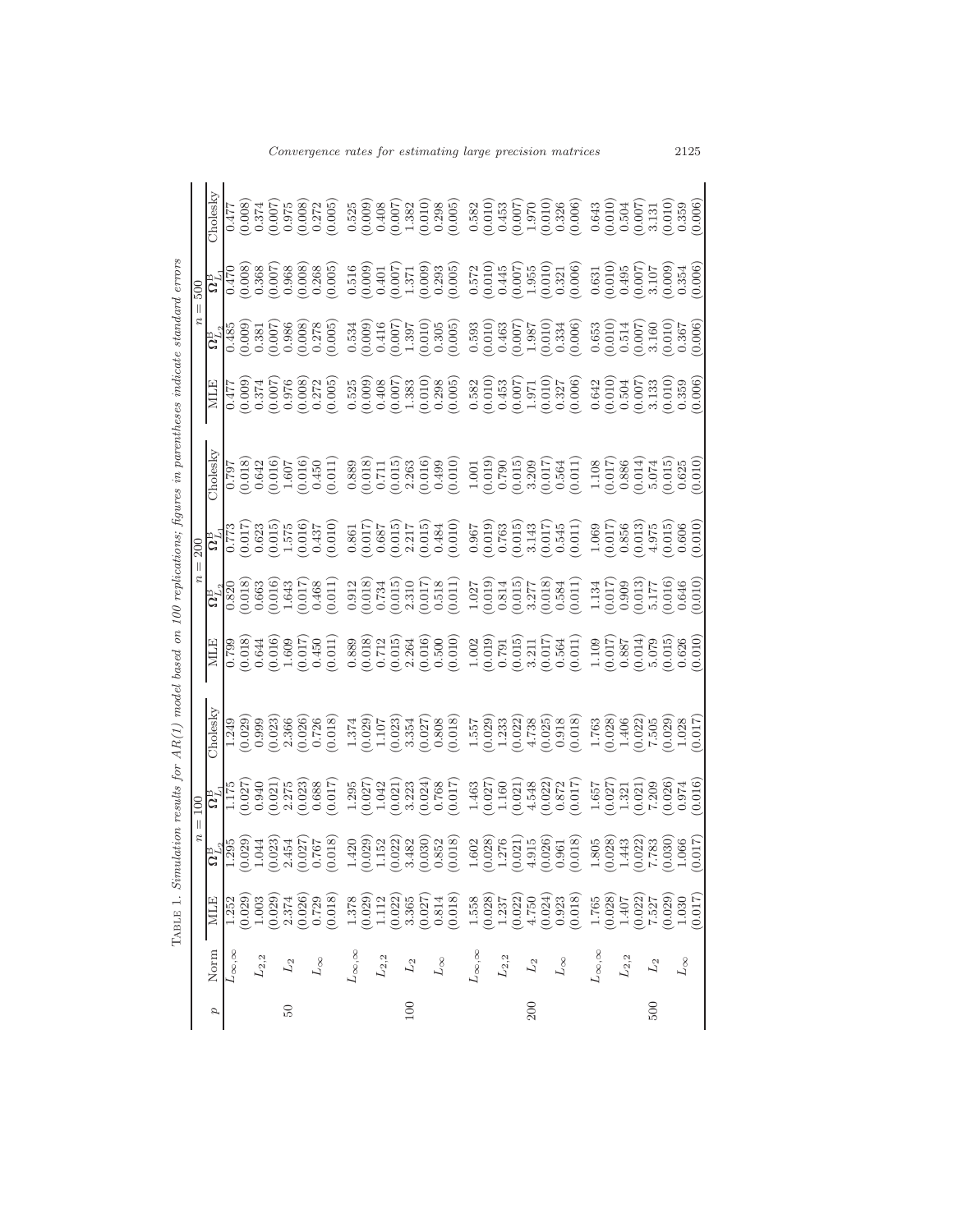TABLE 1. *Simulation results for AR(1) model based on 100 replications; figures in parentheses indicate standard errors*

| $p$ | Norm | $n=100$ | | | | $n=200$ | | | | $n=500$ | | | |
|---|---|---|---|---|---|---|---|---|---|---|---|---|---|
| | | MLE | $\Omega^B_{L_2}$ | $\Omega^B_{L_1}$ | Cholesky | MLE | $\Omega^B_{L_2}$ | $\Omega^B_{L_1}$ | Cholesky | MLE | $\Omega^B_{L_2}$ | $\Omega^B_{L_1}$ | Cholesky |
| 50 | $L_{\infty,\infty}$ | 1.252 | 1.295 | 1.175 | 1.249 | 0.799 | 0.820 | 0.773 | 0.797 | 0.477 | 0.485 | 0.470 | 0.477 |
| | | (0.029) | (0.029) | (0.027) | (0.029) | (0.018) | (0.018) | (0.017) | (0.018) | (0.009) | (0.009) | (0.008) | (0.008) |
| | $L_{2,2}$ | 1.003 | 1.044 | 0.940 | 0.999 | 0.644 | 0.663 | 0.623 | 0.642 | 0.374 | 0.381 | 0.368 | 0.374 |
| | | (0.029) | (0.023) | (0.021) | (0.023) | (0.016) | (0.016) | (0.015) | (0.016) | (0.007) | (0.007) | (0.007) | (0.007) |
| | $L_2$ | 2.374 | 2.454 | 2.275 | 2.366 | 1.609 | 1.643 | 1.575 | 1.607 | 0.976 | 0.986 | 0.968 | 0.975 |
| | | (0.026) | (0.027) | (0.023) | (0.026) | (0.017) | (0.017) | (0.016) | (0.016) | (0.008) | (0.008) | (0.008) | (0.008) |
| | $L_\infty$ | 0.729 | 0.767 | 0.688 | 0.726 | 0.450 | 0.468 | 0.437 | 0.450 | 0.272 | 0.278 | 0.268 | 0.272 |
| | | (0.018) | (0.018) | (0.017) | (0.018) | (0.011) | (0.011) | (0.010) | (0.011) | (0.005) | (0.005) | (0.005) | (0.005) |
| 100 | $L_{\infty,\infty}$ | 1.378 | 1.420 | 1.295 | 1.374 | 0.889 | 0.912 | 0.861 | 0.889 | 0.525 | 0.534 | 0.516 | 0.525 |
| | | (0.029) | (0.029) | (0.027) | (0.029) | (0.018) | (0.018) | (0.017) | (0.018) | (0.009) | (0.009) | (0.009) | (0.009) |
| | $L_{2,2}$ | 1.112 | 1.152 | 1.042 | 1.107 | 0.712 | 0.734 | 0.687 | 0.711 | 0.408 | 0.416 | 0.401 | 0.408 |
| | | (0.022) | (0.022) | (0.021) | (0.023) | (0.015) | (0.015) | (0.015) | (0.015) | (0.007) | (0.007) | (0.007) | (0.007) |
| | $L_2$ | 3.365 | 3.482 | 3.223 | 3.354 | 2.264 | 2.310 | 2.217 | 2.263 | 1.383 | 1.397 | 1.371 | 1.382 |
| | | (0.027) | (0.030) | (0.024) | (0.027) | (0.016) | (0.017) | (0.015) | (0.016) | (0.010) | (0.010) | (0.009) | (0.010) |
| | $L_\infty$ | 0.814 | 0.852 | 0.768 | 0.808 | 0.500 | 0.518 | 0.484 | 0.499 | 0.298 | 0.305 | 0.293 | 0.298 |
| | | (0.018) | (0.018) | (0.017) | (0.018) | (0.010) | (0.011) | (0.010) | (0.010) | (0.005) | (0.005) | (0.005) | (0.005) |
| 200 | $L_{\infty,\infty}$ | 1.558 | 1.602 | 1.463 | 1.557 | 1.002 | 1.027 | 0.967 | 1.001 | 0.582 | 0.593 | 0.572 | 0.582 |
| | | (0.028) | (0.028) | (0.027) | (0.029) | (0.019) | (0.019) | (0.019) | (0.019) | (0.010) | (0.010) | (0.010) | (0.010) |
| | $L_{2,2}$ | 1.237 | 1.276 | 1.160 | 1.233 | 0.791 | 0.814 | 0.763 | 0.790 | 0.453 | 0.463 | 0.445 | 0.453 |
| | | (0.022) | (0.021) | (0.021) | (0.022) | (0.015) | (0.015) | (0.015) | (0.015) | (0.007) | (0.007) | (0.007) | (0.007) |
| | $L_2$ | 4.750 | 4.915 | 4.548 | 4.738 | 3.211 | 3.277 | 3.143 | 3.209 | 1.971 | 1.987 | 1.955 | 1.970 |
| | | (0.024) | (0.026) | (0.022) | (0.025) | (0.017) | (0.018) | (0.017) | (0.017) | (0.010) | (0.010) | (0.010) | (0.010) |
| | $L_\infty$ | 0.923 | 0.961 | 0.872 | 0.918 | 0.564 | 0.584 | 0.545 | 0.564 | 0.327 | 0.334 | 0.321 | 0.326 |
| | | (0.018) | (0.018) | (0.017) | (0.018) | (0.011) | (0.011) | (0.011) | (0.011) | (0.006) | (0.006) | (0.006) | (0.006) |
| 500 | $L_{\infty,\infty}$ | 1.765 | 1.805 | 1.657 | 1.763 | 1.109 | 1.134 | 1.069 | 1.108 | 0.642 | 0.653 | 0.631 | 0.643 |
| | | (0.028) | (0.028) | (0.027) | (0.028) | (0.017) | (0.017) | (0.017) | (0.017) | (0.010) | (0.010) | (0.010) | (0.010) |
| | $L_{2,2}$ | 1.407 | 1.443 | 1.321 | 1.406 | 0.887 | 0.909 | 0.856 | 0.886 | 0.504 | 0.514 | 0.495 | 0.504 |
| | | (0.022) | (0.022) | (0.021) | (0.022) | (0.014) | (0.013) | (0.013) | (0.014) | (0.007) | (0.007) | (0.007) | (0.007) |
| | $L_2$ | 7.527 | 7.783 | 7.209 | 7.505 | 5.079 | 5.177 | 4.975 | 5.074 | 3.133 | 3.160 | 3.107 | 3.131 |
| | | (0.029) | (0.030) | (0.026) | (0.029) | (0.015) | (0.016) | (0.015) | (0.015) | (0.010) | (0.010) | (0.009) | (0.010) |
| | $L_\infty$ | 1.030 | 1.066 | 0.974 | 1.028 | 0.626 | 0.646 | 0.606 | 0.625 | 0.359 | 0.367 | 0.354 | 0.359 |
| | | (0.017) | (0.017) | (0.016) | (0.017) | (0.010) | (0.010) | (0.010) | (0.010) | (0.006) | (0.006) | (0.006) | (0.006) |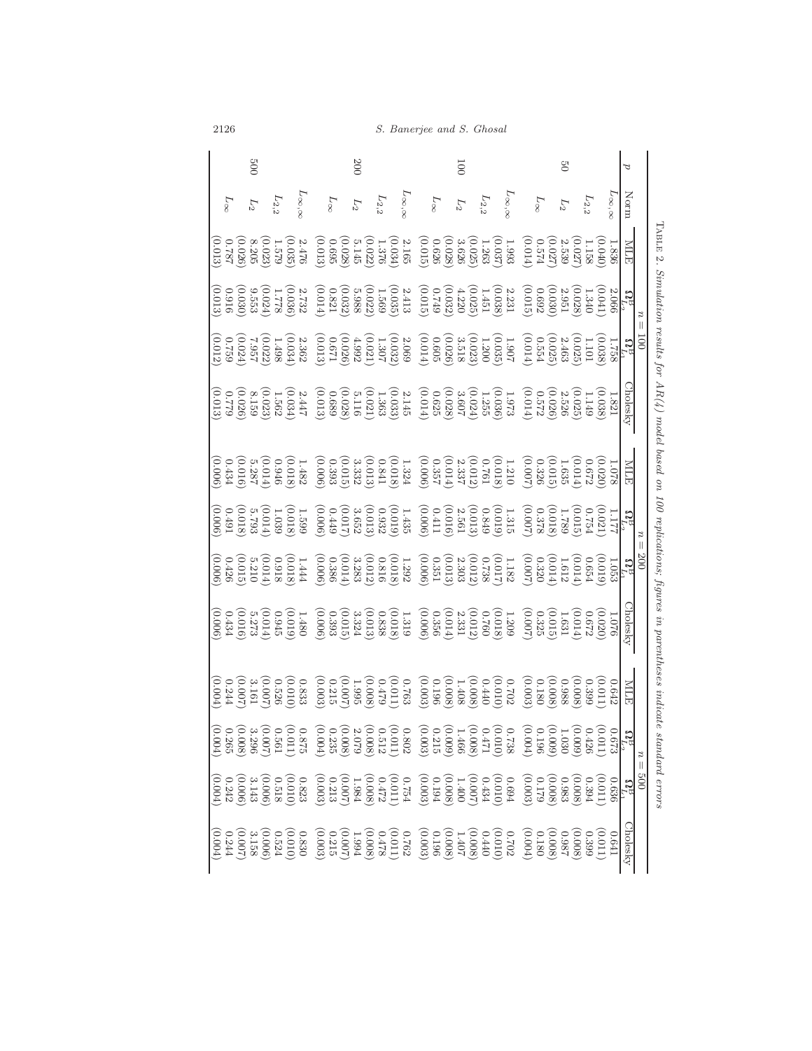Table 2. *Simulation results for AR(4) model based on 100 replications; figures in parentheses indicate standard errors*

| $p$ | Norm | $n = 100$ | | | | $n = 200$ | | | | $n = 500$ | | | |
|---|---|---|---|---|---|---|---|---|---|---|---|---|---|
| | | MLE | $\Omega^B_{L_2}$ | $\Omega^B_{L_1}$ | Cholesky | MLE | $\Omega^B_{L_2}$ | $\Omega^B_{L_1}$ | Cholesky | MLE | $\Omega^B_{L_2}$ | $\Omega^B_{L_1}$ | Cholesky |
| 50 | $L_{\infty,\infty}$ | 1.836 (0.040) | 2.066 (0.041) | 1.758 (0.038) | 1.821 (0.038) | 1.078 (0.020) | 1.177 (0.021) | 1.053 (0.019) | 1.076 (0.020) | 0.642 (0.011) | 0.673 (0.011) | 0.636 (0.011) | 0.641 (0.011) |
| | $L_{2,2}$ | 1.158 (0.027) | 1.340 (0.028) | 1.101 (0.025) | 1.149 (0.025) | 0.672 (0.014) | 0.754 (0.015) | 0.654 (0.014) | 0.672 (0.014) | 0.399 (0.008) | 0.426 (0.009) | 0.394 (0.008) | 0.399 (0.008) |
| | $L_2$ | 2.539 (0.027) | 2.951 (0.030) | 2.463 (0.025) | 2.526 (0.026) | 1.635 (0.015) | 1.789 (0.018) | 1.612 (0.014) | 1.631 (0.015) | 0.988 (0.008) | 1.030 (0.009) | 0.983 (0.008) | 0.987 (0.008) |
| | $L_\infty$ | 0.574 (0.014) | 0.692 (0.015) | 0.554 (0.014) | 0.572 (0.014) | 0.326 (0.007) | 0.378 (0.007) | 0.320 (0.007) | 0.325 (0.007) | 0.180 (0.003) | 0.196 (0.004) | 0.179 (0.003) | 0.180 (0.004) |
| 100 | $L_{\infty,\infty}$ | 1.993 (0.037) | 2.231 (0.038) | 1.907 (0.035) | 1.973 (0.036) | 1.210 (0.018) | 1.315 (0.019) | 1.182 (0.017) | 1.209 (0.018) | 0.702 (0.010) | 0.738 (0.010) | 0.694 (0.010) | 0.702 (0.010) |
| | $L_{2,2}$ | 1.263 (0.025) | 1.451 (0.025) | 1.200 (0.023) | 1.255 (0.024) | 0.761 (0.012) | 0.849 (0.013) | 0.738 (0.012) | 0.760 (0.012) | 0.440 (0.008) | 0.471 (0.008) | 0.434 (0.007) | 0.440 (0.008) |
| | $L_2$ | 3.626 (0.028) | 4.220 (0.032) | 3.518 (0.026) | 3.607 (0.028) | 2.337 (0.014) | 2.561 (0.016) | 2.303 (0.013) | 2.331 (0.014) | 1.408 (0.008) | 1.466 (0.009) | 1.400 (0.008) | 1.407 (0.008) |
| | $L_\infty$ | 0.626 (0.015) | 0.749 (0.015) | 0.605 (0.014) | 0.625 (0.014) | 0.357 (0.006) | 0.411 (0.006) | 0.351 (0.006) | 0.356 (0.006) | 0.196 (0.003) | 0.215 (0.003) | 0.194 (0.003) | 0.196 (0.003) |
| 200 | $L_{\infty,\infty}$ | 2.165 (0.034) | 2.413 (0.035) | 2.069 (0.032) | 2.145 (0.033) | 1.324 (0.018) | 1.435 (0.019) | 1.292 (0.018) | 1.319 (0.018) | 0.763 (0.011) | 0.802 (0.011) | 0.754 (0.011) | 0.762 (0.011) |
| | $L_{2,2}$ | 1.376 (0.022) | 1.569 (0.022) | 1.307 (0.021) | 1.363 (0.021) | 0.841 (0.013) | 0.932 (0.013) | 0.816 (0.012) | 0.838 (0.013) | 0.479 (0.008) | 0.512 (0.008) | 0.472 (0.008) | 0.478 (0.008) |
| | $L_2$ | 5.145 (0.028) | 5.988 (0.032) | 4.992 (0.026) | 5.116 (0.028) | 3.332 (0.015) | 3.652 (0.017) | 3.283 (0.014) | 3.324 (0.015) | 1.995 (0.007) | 2.079 (0.008) | 1.984 (0.007) | 1.994 (0.007) |
| | $L_\infty$ | 0.695 (0.013) | 0.821 (0.014) | 0.671 (0.013) | 0.689 (0.013) | 0.393 (0.006) | 0.449 (0.006) | 0.386 (0.006) | 0.393 (0.006) | 0.215 (0.003) | 0.235 (0.004) | 0.213 (0.003) | 0.215 (0.003) |
| 500 | $L_{\infty,\infty}$ | 2.476 (0.035) | 2.732 (0.036) | 2.362 (0.034) | 2.447 (0.034) | 1.482 (0.018) | 1.599 (0.018) | 1.444 (0.018) | 1.480 (0.019) | 0.833 (0.010) | 0.875 (0.011) | 0.823 (0.010) | 0.830 (0.010) |
| | $L_{2,2}$ | 1.579 (0.023) | 1.778 (0.024) | 1.498 (0.022) | 1.562 (0.023) | 0.946 (0.014) | 1.039 (0.014) | 0.918 (0.014) | 0.945 (0.014) | 0.526 (0.007) | 0.561 (0.007) | 0.518 (0.006) | 0.524 (0.006) |
| | $L_2$ | 8.205 (0.026) | 9.553 (0.030) | 7.957 (0.024) | 8.159 (0.026) | 5.287 (0.016) | 5.793 (0.018) | 5.210 (0.015) | 5.273 (0.016) | 3.161 (0.007) | 3.296 (0.008) | 3.143 (0.006) | 3.158 (0.007) |
| | $L_\infty$ | 0.787 (0.013) | 0.916 (0.013) | 0.759 (0.012) | 0.779 (0.013) | 0.434 (0.006) | 0.491 (0.006) | 0.426 (0.006) | 0.434 (0.006) | 0.244 (0.004) | 0.265 (0.004) | 0.242 (0.004) | 0.244 (0.004) |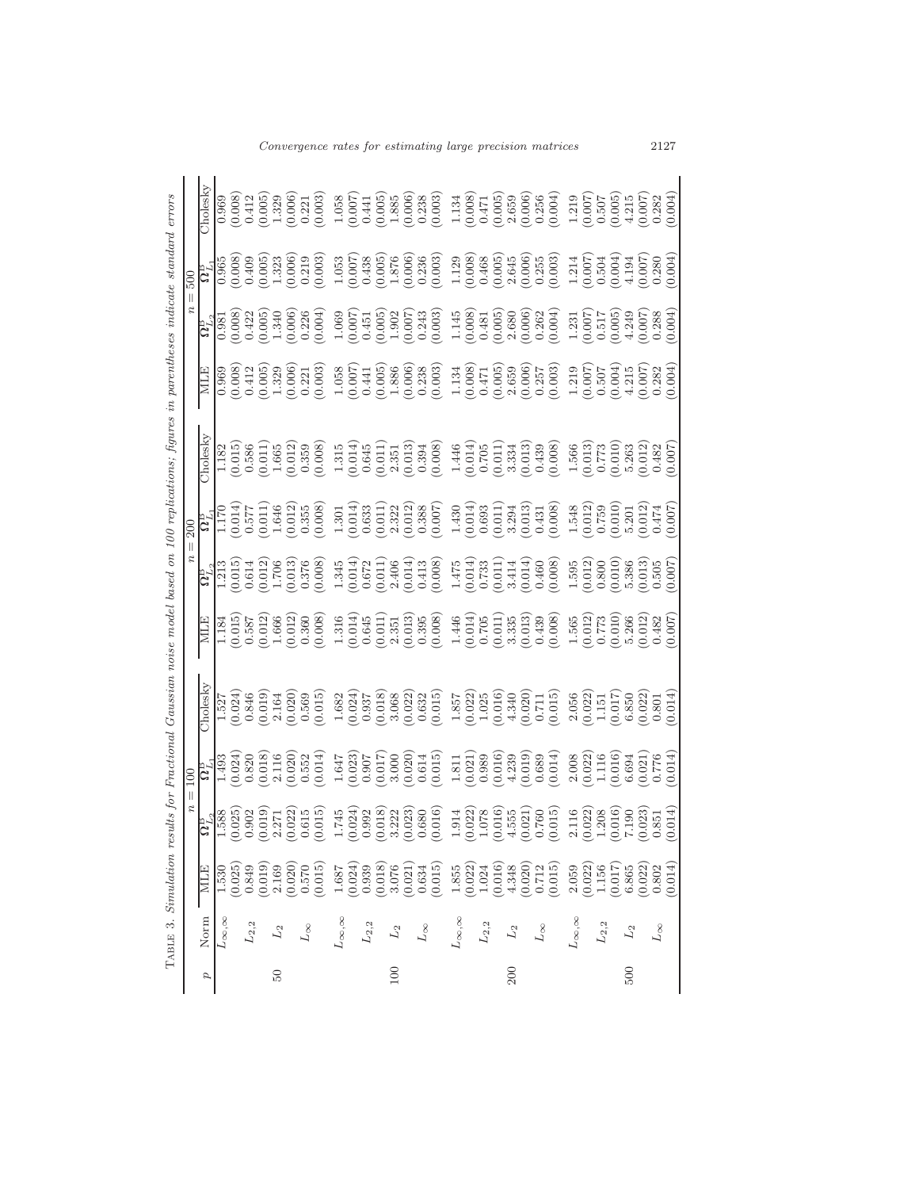Table 3. *Simulation results for Fractional Gaussian noise model based on 100 replications; figures in parentheses indicate standard errors*

| $p$ | Norm | $n=100$ | | | | $n=200$ | | | | $n=500$ | | | |
|---|---|---|---|---|---|---|---|---|---|---|---|---|---|
| | | MLE | $\Omega^B_{L_2}$ | $\Omega^B_{L_1}$ | Cholesky | MLE | $\Omega^B_{L_2}$ | $\Omega^B_{L_1}$ | Cholesky | MLE | $\Omega^B_{L_2}$ | $\Omega^B_{L_1}$ | Cholesky |
| 50 | $L_{\infty,\infty}$ | 1.530 | 1.588 | 1.493 | 1.527 | 1.184 | 1.213 | 1.170 | 1.182 | 0.969 | 0.981 | 0.965 | 0.969 |
| | | (0.025) | (0.025) | (0.024) | (0.024) | (0.015) | (0.015) | (0.014) | (0.015) | (0.008) | (0.008) | (0.008) | (0.008) |
| | $L_{2,2}$ | 0.849 | 0.902 | 0.820 | 0.846 | 0.587 | 0.614 | 0.577 | 0.586 | 0.412 | 0.422 | 0.409 | 0.412 |
| | | (0.019) | (0.019) | (0.018) | (0.019) | (0.012) | (0.012) | (0.011) | (0.011) | (0.005) | (0.005) | (0.005) | (0.005) |
| | $L_2$ | 2.169 | 2.271 | 2.116 | 2.164 | 1.666 | 1.706 | 1.646 | 1.665 | 1.329 | 1.340 | 1.323 | 1.329 |
| | | (0.020) | (0.022) | (0.020) | (0.020) | (0.012) | (0.013) | (0.012) | (0.012) | (0.006) | (0.006) | (0.006) | (0.006) |
| | $L_\infty$ | 0.570 | 0.615 | 0.552 | 0.569 | 0.360 | 0.376 | 0.355 | 0.359 | 0.221 | 0.226 | 0.219 | 0.221 |
| | | (0.015) | (0.015) | (0.014) | (0.015) | (0.008) | (0.008) | (0.008) | (0.008) | (0.003) | (0.004) | (0.003) | (0.003) |
| 100 | $L_{\infty,\infty}$ | 1.687 | 1.745 | 1.647 | 1.682 | 1.316 | 1.345 | 1.301 | 1.315 | 1.058 | 1.069 | 1.053 | 1.058 |
| | | (0.024) | (0.024) | (0.023) | (0.024) | (0.014) | (0.014) | (0.014) | (0.014) | (0.007) | (0.007) | (0.007) | (0.007) |
| | $L_{2,2}$ | 0.939 | 0.992 | 0.907 | 0.937 | 0.645 | 0.672 | 0.633 | 0.645 | 0.441 | 0.451 | 0.438 | 0.441 |
| | | (0.018) | (0.018) | (0.017) | (0.018) | (0.011) | (0.011) | (0.011) | (0.011) | (0.005) | (0.005) | (0.005) | (0.005) |
| | $L_2$ | 3.076 | 3.222 | 3.000 | 3.068 | 2.351 | 2.406 | 2.322 | 2.351 | 1.886 | 1.902 | 1.876 | 1.885 |
| | | (0.021) | (0.023) | (0.020) | (0.022) | (0.013) | (0.014) | (0.012) | (0.013) | (0.006) | (0.007) | (0.006) | (0.006) |
| | $L_\infty$ | 0.634 | 0.680 | 0.614 | 0.632 | 0.395 | 0.413 | 0.388 | 0.394 | 0.238 | 0.243 | 0.236 | 0.238 |
| | | (0.015) | (0.016) | (0.015) | (0.015) | (0.008) | (0.008) | (0.007) | (0.008) | (0.003) | (0.003) | (0.003) | (0.003) |
| 200 | $L_{\infty,\infty}$ | 1.855 | 1.914 | 1.811 | 1.857 | 1.446 | 1.475 | 1.430 | 1.446 | 1.134 | 1.145 | 1.129 | 1.134 |
| | | (0.022) | (0.022) | (0.021) | (0.022) | (0.014) | (0.014) | (0.014) | (0.014) | (0.008) | (0.008) | (0.008) | (0.008) |
| | $L_{2,2}$ | 1.024 | 1.078 | 0.989 | 1.025 | 0.705 | 0.733 | 0.693 | 0.705 | 0.471 | 0.481 | 0.468 | 0.471 |
| | | (0.016) | (0.016) | (0.016) | (0.016) | (0.011) | (0.011) | (0.011) | (0.011) | (0.005) | (0.005) | (0.005) | (0.005) |
| | $L_2$ | 4.348 | 4.555 | 4.239 | 4.340 | 3.335 | 3.414 | 3.294 | 3.334 | 2.659 | 2.680 | 2.645 | 2.659 |
| | | (0.020) | (0.021) | (0.019) | (0.020) | (0.013) | (0.014) | (0.013) | (0.013) | (0.006) | (0.006) | (0.006) | (0.006) |
| | $L_\infty$ | 0.712 | 0.760 | 0.689 | 0.711 | 0.439 | 0.460 | 0.431 | 0.439 | 0.257 | 0.262 | 0.255 | 0.256 |
| | | (0.015) | (0.015) | (0.014) | (0.015) | (0.008) | (0.008) | (0.008) | (0.008) | (0.003) | (0.004) | (0.003) | (0.004) |
| 500 | $L_{\infty,\infty}$ | 2.059 | 2.116 | 2.008 | 2.056 | 1.565 | 1.595 | 1.548 | 1.566 | 1.219 | 1.231 | 1.214 | 1.219 |
| | | (0.022) | (0.022) | (0.022) | (0.022) | (0.012) | (0.012) | (0.012) | (0.013) | (0.007) | (0.007) | (0.007) | (0.007) |
| | $L_{2,2}$ | 1.156 | 1.208 | 1.116 | 1.151 | 0.773 | 0.800 | 0.759 | 0.773 | 0.507 | 0.517 | 0.504 | 0.507 |
| | | (0.017) | (0.016) | (0.016) | (0.017) | (0.010) | (0.010) | (0.010) | (0.010) | (0.004) | (0.005) | (0.004) | (0.005) |
| | $L_2$ | 6.865 | 7.190 | 6.694 | 6.850 | 5.266 | 5.386 | 5.201 | 5.263 | 4.215 | 4.249 | 4.194 | 4.215 |
| | | (0.022) | (0.023) | (0.021) | (0.022) | (0.012) | (0.013) | (0.012) | (0.012) | (0.007) | (0.007) | (0.007) | (0.007) |
| | $L_\infty$ | 0.802 | 0.851 | 0.776 | 0.801 | 0.482 | 0.505 | 0.474 | 0.482 | 0.282 | 0.288 | 0.280 | 0.282 |
| | | (0.014) | (0.014) | (0.014) | (0.014) | (0.007) | (0.007) | (0.007) | (0.007) | (0.004) | (0.004) | (0.004) | (0.004) |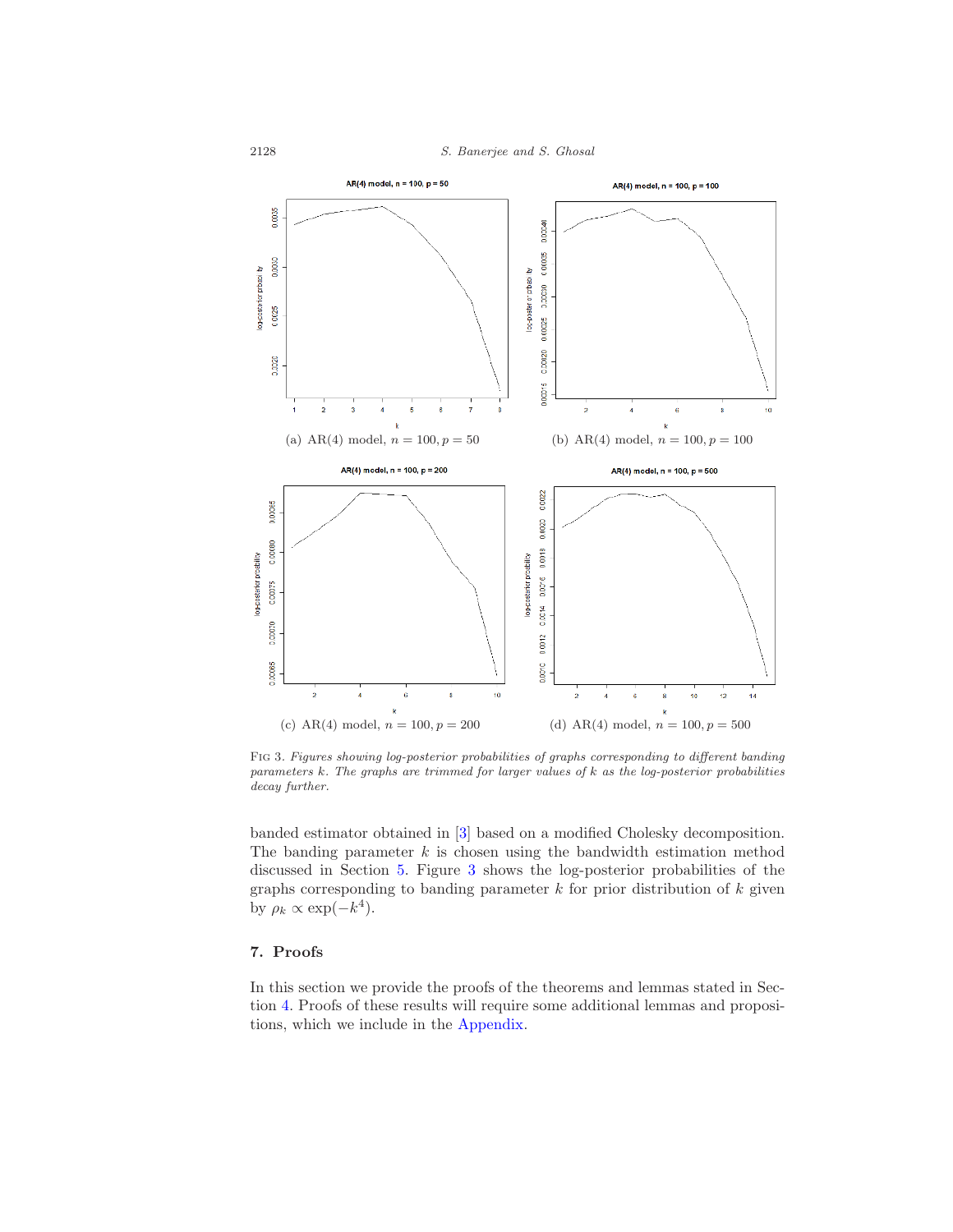(a) AR(4) model, $n = 100, p = 50$

(b) AR(4) model, $n = 100, p = 100$

(c) AR(4) model, $n = 100, p = 200$

(d) AR(4) model, $n = 100, p = 500$

Fig 3. *Figures showing log-posterior probabilities of graphs corresponding to different banding parameters $k$. The graphs are trimmed for larger values of $k$ as the log-posterior probabilities decay further.*

banded estimator obtained in [3] based on a modified Cholesky decomposition. The banding parameter $k$ is chosen using the bandwidth estimation method discussed in Section 5. Figure 3 shows the log-posterior probabilities of the graphs corresponding to banding parameter $k$ for prior distribution of $k$ given by $\rho_k \propto \exp(-k^4)$.

## 7. Proofs

In this section we provide the proofs of the theorems and lemmas stated in Section 4. Proofs of these results will require some additional lemmas and propositions, which we include in the Appendix.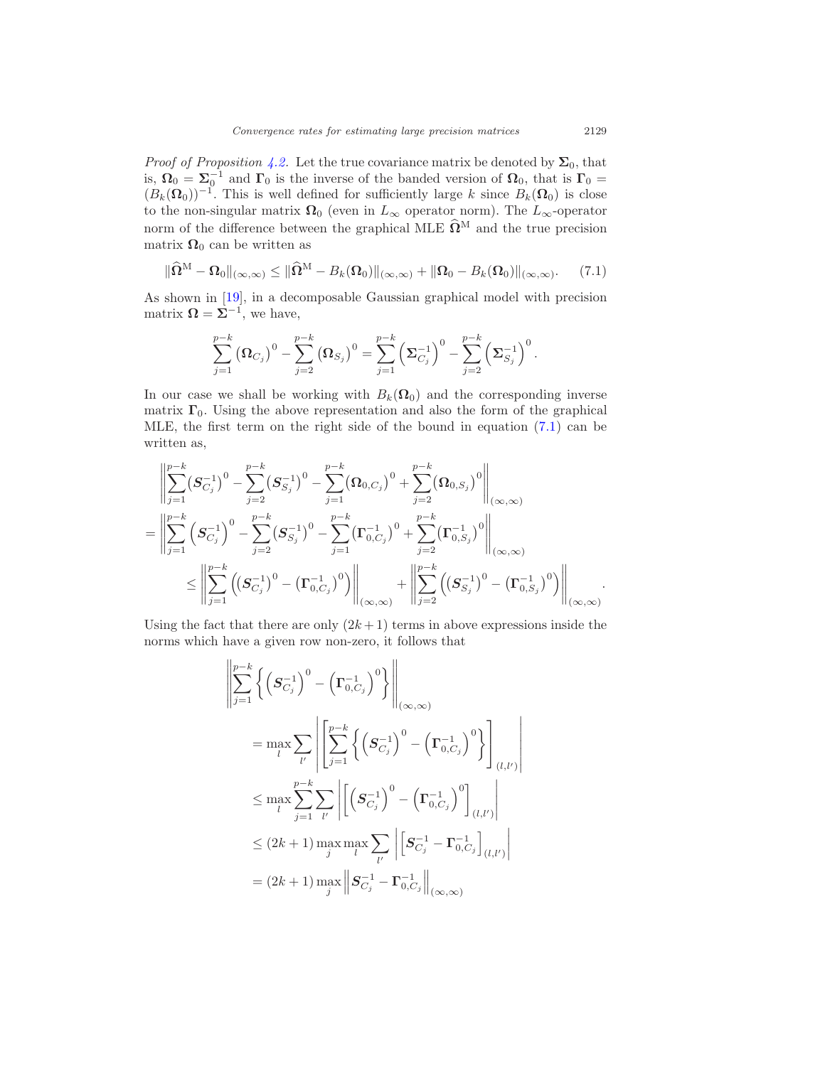*Proof of Proposition 4.2.* Let the true covariance matrix be denoted by $\mathbf{\Sigma}_0$, that is, $\mathbf{\Omega}_0 = \mathbf{\Sigma}_0^{-1}$ and $\mathbf{\Gamma}_0$ is the inverse of the banded version of $\mathbf{\Omega}_0$, that is $\mathbf{\Gamma}_0 = (B_k(\mathbf{\Omega}_0))^{-1}$. This is well defined for sufficiently large $k$ since $B_k(\mathbf{\Omega}_0)$ is close to the non-singular matrix $\mathbf{\Omega}_0$ (even in $L_\infty$ operator norm). The $L_\infty$-operator norm of the difference between the graphical MLE $\widehat{\mathbf{\Omega}}^{\mathrm{M}}$ and the true precision matrix $\mathbf{\Omega}_0$ can be written as

$$\|\widehat{\mathbf{\Omega}}^{\mathrm{M}} - \mathbf{\Omega}_0\|_{(\infty,\infty)} \leq \|\widehat{\mathbf{\Omega}}^{\mathrm{M}} - B_k(\mathbf{\Omega}_0)\|_{(\infty,\infty)} + \|\mathbf{\Omega}_0 - B_k(\mathbf{\Omega}_0)\|_{(\infty,\infty)}. \tag{7.1}$$

As shown in [19], in a decomposable Gaussian graphical model with precision matrix $\mathbf{\Omega} = \mathbf{\Sigma}^{-1}$, we have,

$$\sum_{j=1}^{p-k} (\mathbf{\Omega}_{C_j})^0 - \sum_{j=2}^{p-k} (\mathbf{\Omega}_{S_j})^0 = \sum_{j=1}^{p-k} \left(\mathbf{\Sigma}_{C_j}^{-1}\right)^0 - \sum_{j=2}^{p-k} \left(\mathbf{\Sigma}_{S_j}^{-1}\right)^0.$$

In our case we shall be working with $B_k(\mathbf{\Omega}_0)$ and the corresponding inverse matrix $\mathbf{\Gamma}_0$. Using the above representation and also the form of the graphical MLE, the first term on the right side of the bound in equation (7.1) can be written as,

$$\begin{aligned}
&\left\|\sum_{j=1}^{p-k}(\boldsymbol{S}_{C_j}^{-1})^0 - \sum_{j=2}^{p-k}(\boldsymbol{S}_{S_j}^{-1})^0 - \sum_{j=1}^{p-k}(\mathbf{\Omega}_{0,C_j})^0 + \sum_{j=2}^{p-k}(\mathbf{\Omega}_{0,S_j})^0\right\|_{(\infty,\infty)} \\
&= \left\|\sum_{j=1}^{p-k}\left(\boldsymbol{S}_{C_j}^{-1}\right)^0 - \sum_{j=2}^{p-k}(\boldsymbol{S}_{S_j}^{-1})^0 - \sum_{j=1}^{p-k}(\mathbf{\Gamma}_{0,C_j}^{-1})^0 + \sum_{j=2}^{p-k}(\mathbf{\Gamma}_{0,S_j}^{-1})^0\right\|_{(\infty,\infty)} \\
&\leq \left\|\sum_{j=1}^{p-k}\left((\boldsymbol{S}_{C_j}^{-1})^0 - (\mathbf{\Gamma}_{0,C_j}^{-1})^0\right)\right\|_{(\infty,\infty)} + \left\|\sum_{j=2}^{p-k}\left((\boldsymbol{S}_{S_j}^{-1})^0 - (\mathbf{\Gamma}_{0,S_j}^{-1})^0\right)\right\|_{(\infty,\infty)}.
\end{aligned}$$

Using the fact that there are only $(2k+1)$ terms in above expressions inside the norms which have a given row non-zero, it follows that

$$\begin{aligned}
&\left\|\sum_{j=1}^{p-k}\left\{\left(\boldsymbol{S}_{C_j}^{-1}\right)^0 - \left(\mathbf{\Gamma}_{0,C_j}^{-1}\right)^0\right\}\right\|_{(\infty,\infty)} \\
&= \max_l \sum_{l'} \left|\left[\sum_{j=1}^{p-k}\left\{\left(\boldsymbol{S}_{C_j}^{-1}\right)^0 - \left(\mathbf{\Gamma}_{0,C_j}^{-1}\right)^0\right\}\right]_{(l,l')}\right| \\
&\leq \max_l \sum_{j=1}^{p-k}\sum_{l'}\left|\left[\left(\boldsymbol{S}_{C_j}^{-1}\right)^0 - \left(\mathbf{\Gamma}_{0,C_j}^{-1}\right)^0\right]_{(l,l')}\right| \\
&\leq (2k+1)\max_j \max_l \sum_{l'}\left|\left[\boldsymbol{S}_{C_j}^{-1} - \mathbf{\Gamma}_{0,C_j}^{-1}\right]_{(l,l')}\right| \\
&= (2k+1)\max_j \left\|\boldsymbol{S}_{C_j}^{-1} - \mathbf{\Gamma}_{0,C_j}^{-1}\right\|_{(\infty,\infty)}
\end{aligned}$$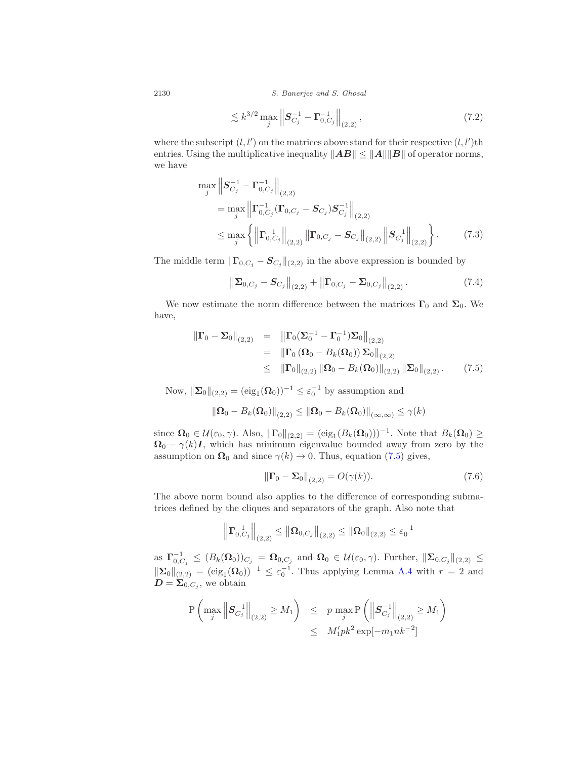$$\lesssim k^{3/2} \max_j \left\| \boldsymbol{S}_{C_j}^{-1} - \boldsymbol{\Gamma}_{0,C_j}^{-1} \right\|_{(2,2)}, \tag{7.2}$$

where the subscript $(l, l')$ on the matrices above stand for their respective $(l, l')$th entries. Using the multiplicative inequality $\|\boldsymbol{AB}\| \leq \|\boldsymbol{A}\| \|\boldsymbol{B}\|$ of operator norms, we have

$$\begin{aligned}
\max_j & \left\| \boldsymbol{S}_{C_j}^{-1} - \boldsymbol{\Gamma}_{0,C_j}^{-1} \right\|_{(2,2)} \\
&= \max_j \left\| \boldsymbol{\Gamma}_{0,C_j}^{-1} (\boldsymbol{\Gamma}_{0,C_j} - \boldsymbol{S}_{C_j}) \boldsymbol{S}_{C_j}^{-1} \right\|_{(2,2)} \\
&\leq \max_j \left\{ \left\| \boldsymbol{\Gamma}_{0,C_j}^{-1} \right\|_{(2,2)} \left\| \boldsymbol{\Gamma}_{0,C_j} - \boldsymbol{S}_{C_j} \right\|_{(2,2)} \left\| \boldsymbol{S}_{C_j}^{-1} \right\|_{(2,2)} \right\}.
\end{aligned} \tag{7.3}$$

The middle term $\|\boldsymbol{\Gamma}_{0,C_j} - \boldsymbol{S}_{C_j}\|_{(2,2)}$ in the above expression is bounded by

$$\left\| \boldsymbol{\Sigma}_{0,C_j} - \boldsymbol{S}_{C_j} \right\|_{(2,2)} + \left\| \boldsymbol{\Gamma}_{0,C_j} - \boldsymbol{\Sigma}_{0,C_j} \right\|_{(2,2)}. \tag{7.4}$$

We now estimate the norm difference between the matrices $\boldsymbol{\Gamma}_0$ and $\boldsymbol{\Sigma}_0$. We have,

$$\begin{aligned}
\|\boldsymbol{\Gamma}_0 - \boldsymbol{\Sigma}_0\|_{(2,2)} &= \left\| \boldsymbol{\Gamma}_0 (\boldsymbol{\Sigma}_0^{-1} - \boldsymbol{\Gamma}_0^{-1}) \boldsymbol{\Sigma}_0 \right\|_{(2,2)} \\
&= \left\| \boldsymbol{\Gamma}_0 \left( \boldsymbol{\Omega}_0 - B_k(\boldsymbol{\Omega}_0) \right) \boldsymbol{\Sigma}_0 \right\|_{(2,2)} \\
&\leq \|\boldsymbol{\Gamma}_0\|_{(2,2)} \left\| \boldsymbol{\Omega}_0 - B_k(\boldsymbol{\Omega}_0) \right\|_{(2,2)} \|\boldsymbol{\Sigma}_0\|_{(2,2)}.
\end{aligned} \tag{7.5}$$

Now, $\|\boldsymbol{\Sigma}_0\|_{(2,2)} = (\mathrm{eig}_1(\boldsymbol{\Omega}_0))^{-1} \leq \varepsilon_0^{-1}$ by assumption and

$$\|\boldsymbol{\Omega}_0 - B_k(\boldsymbol{\Omega}_0)\|_{(2,2)} \leq \|\boldsymbol{\Omega}_0 - B_k(\boldsymbol{\Omega}_0)\|_{(\infty,\infty)} \leq \gamma(k)$$

since $\boldsymbol{\Omega}_0 \in \mathcal{U}(\varepsilon_0, \gamma)$. Also, $\|\boldsymbol{\Gamma}_0\|_{(2,2)} = (\mathrm{eig}_1(B_k(\boldsymbol{\Omega}_0)))^{-1}$. Note that $B_k(\boldsymbol{\Omega}_0) \geq \boldsymbol{\Omega}_0 - \gamma(k)\boldsymbol{I}$, which has minimum eigenvalue bounded away from zero by the assumption on $\boldsymbol{\Omega}_0$ and since $\gamma(k) \to 0$. Thus, equation (7.5) gives,

$$\|\boldsymbol{\Gamma}_0 - \boldsymbol{\Sigma}_0\|_{(2,2)} = O(\gamma(k)). \tag{7.6}$$

The above norm bound also applies to the difference of corresponding submatrices defined by the cliques and separators of the graph. Also note that

$$\left\| \boldsymbol{\Gamma}_{0,C_j}^{-1} \right\|_{(2,2)} \leq \left\| \boldsymbol{\Omega}_{0,C_j} \right\|_{(2,2)} \leq \|\boldsymbol{\Omega}_0\|_{(2,2)} \leq \varepsilon_0^{-1}$$

as $\boldsymbol{\Gamma}_{0,C_j}^{-1} \leq (B_k(\boldsymbol{\Omega}_0))_{C_j} = \boldsymbol{\Omega}_{0,C_j}$ and $\boldsymbol{\Omega}_0 \in \mathcal{U}(\varepsilon_0, \gamma)$. Further, $\|\boldsymbol{\Sigma}_{0,C_j}\|_{(2,2)} \leq \|\boldsymbol{\Sigma}_0\|_{(2,2)} = (\mathrm{eig}_1(\boldsymbol{\Omega}_0))^{-1} \leq \varepsilon_0^{-1}$. Thus applying Lemma A.4 with $r = 2$ and $\boldsymbol{D} = \boldsymbol{\Sigma}_{0,C_j}$, we obtain

$$\begin{aligned}
\mathrm{P}\left( \max_j \left\| \boldsymbol{S}_{C_j}^{-1} \right\|_{(2,2)} \geq M_1 \right) &\leq p \max_j \mathrm{P}\left( \left\| \boldsymbol{S}_{C_j}^{-1} \right\|_{(2,2)} \geq M_1 \right) \\
&\leq M_1' p k^2 \exp[-m_1 n k^{-2}]
\end{aligned}$$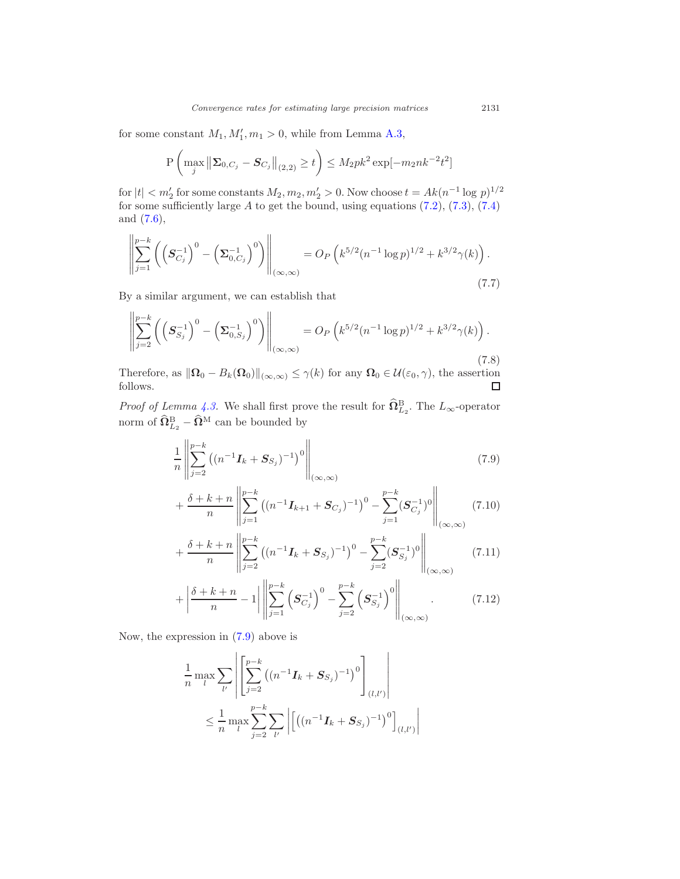for some constant $M_1, M_1', m_1 > 0$, while from Lemma A.3,

$$\mathrm{P}\left(\max_j \left\|\boldsymbol{\Sigma}_{0,C_j} - \boldsymbol{S}_{C_j}\right\|_{(2,2)} \geq t\right) \leq M_2 p k^2 \exp[-m_2 n k^{-2} t^2]$$

for $|t| < m_2'$ for some constants $M_2, m_2, m_2' > 0$. Now choose $t = Ak(n^{-1}\log p)^{1/2}$ for some sufficiently large $A$ to get the bound, using equations (7.2), (7.3), (7.4) and (7.6),

$$\left\|\sum_{j=1}^{p-k}\left(\left(\boldsymbol{S}_{C_j}^{-1}\right)^0 - \left(\boldsymbol{\Sigma}_{0,C_j}^{-1}\right)^0\right)\right\|_{(\infty,\infty)} = O_P\left(k^{5/2}(n^{-1}\log p)^{1/2} + k^{3/2}\gamma(k)\right). \tag{7.7}$$

By a similar argument, we can establish that

$$\left\|\sum_{j=2}^{p-k}\left(\left(\boldsymbol{S}_{S_j}^{-1}\right)^0 - \left(\boldsymbol{\Sigma}_{0,S_j}^{-1}\right)^0\right)\right\|_{(\infty,\infty)} = O_P\left(k^{5/2}(n^{-1}\log p)^{1/2} + k^{3/2}\gamma(k)\right). \tag{7.8}$$

Therefore, as $\|\boldsymbol{\Omega}_0 - B_k(\boldsymbol{\Omega}_0)\|_{(\infty,\infty)} \leq \gamma(k)$ for any $\boldsymbol{\Omega}_0 \in \mathcal{U}(\varepsilon_0, \gamma)$, the assertion follows. ☐

*Proof of Lemma 4.3.* We shall first prove the result for $\widehat{\boldsymbol{\Omega}}^{\mathrm{B}}_{L_2}$. The $L_\infty$-operator norm of $\widehat{\boldsymbol{\Omega}}^{\mathrm{B}}_{L_2} - \widehat{\boldsymbol{\Omega}}^{\mathrm{M}}$ can be bounded by

$$\frac{1}{n}\left\|\sum_{j=2}^{p-k}\left((n^{-1}\boldsymbol{I}_k + \boldsymbol{S}_{S_j})^{-1}\right)^0\right\|_{(\infty,\infty)} \tag{7.9}$$

$$+\frac{\delta+k+n}{n}\left\|\sum_{j=1}^{p-k}\left((n^{-1}\boldsymbol{I}_{k+1} + \boldsymbol{S}_{C_j})^{-1}\right)^0 - \sum_{j=1}^{p-k}(\boldsymbol{S}_{C_j}^{-1})^0\right\|_{(\infty,\infty)} \tag{7.10}$$

$$+\frac{\delta+k+n}{n}\left\|\sum_{j=2}^{p-k}\left((n^{-1}\boldsymbol{I}_{k} + \boldsymbol{S}_{S_j})^{-1}\right)^0 - \sum_{j=2}^{p-k}(\boldsymbol{S}_{S_j}^{-1})^0\right\|_{(\infty,\infty)} \tag{7.11}$$

$$+\left|\frac{\delta+k+n}{n} - 1\right|\left\|\sum_{j=1}^{p-k}\left(\boldsymbol{S}_{C_j}^{-1}\right)^0 - \sum_{j=2}^{p-k}\left(\boldsymbol{S}_{S_j}^{-1}\right)^0\right\|_{(\infty,\infty)}. \tag{7.12}$$

Now, the expression in (7.9) above is

$$\begin{aligned}
&\frac{1}{n}\max_l \sum_{l'}\left|\left[\sum_{j=2}^{p-k}\left((n^{-1}\boldsymbol{I}_k + \boldsymbol{S}_{S_j})^{-1}\right)^0\right]_{(l,l')}\right| \\
&\quad\leq \frac{1}{n}\max_l \sum_{j=2}^{p-k}\sum_{l'}\left|\left[\left((n^{-1}\boldsymbol{I}_k + \boldsymbol{S}_{S_j})^{-1}\right)^0\right]_{(l,l')}\right|
\end{aligned}$$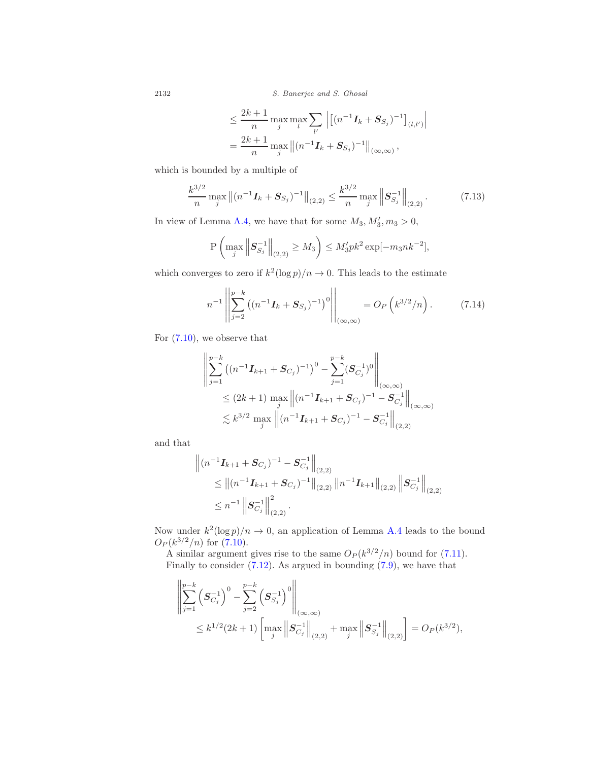$$
\begin{aligned}
&\leq \frac{2k+1}{n} \max_j \max_l \sum_{l'} \left| \left[ (n^{-1}\boldsymbol{I}_k + \boldsymbol{S}_{S_j})^{-1} \right]_{(l,l')} \right| \\
&= \frac{2k+1}{n} \max_j \left\| (n^{-1}\boldsymbol{I}_k + \boldsymbol{S}_{S_j})^{-1} \right\|_{(\infty,\infty)},
\end{aligned}
$$

which is bounded by a multiple of

$$
\frac{k^{3/2}}{n} \max_j \left\| (n^{-1}\boldsymbol{I}_k + \boldsymbol{S}_{S_j})^{-1} \right\|_{(2,2)} \leq \frac{k^{3/2}}{n} \max_j \left\| \boldsymbol{S}_{S_j}^{-1} \right\|_{(2,2)}. \tag{7.13}
$$

In view of Lemma A.4, we have that for some $M_3, M_3', m_3 > 0$,

$$
\mathrm{P}\left( \max_j \left\| \boldsymbol{S}_{S_j}^{-1} \right\|_{(2,2)} \geq M_3 \right) \leq M_3' p k^2 \exp[-m_3 n k^{-2}],
$$

which converges to zero if $k^2(\log p)/n \to 0$. This leads to the estimate

$$
n^{-1} \left\| \sum_{j=2}^{p-k} \left( (n^{-1}\boldsymbol{I}_k + \boldsymbol{S}_{S_j})^{-1} \right)^0 \right\|_{(\infty,\infty)} = O_P\left( k^{3/2}/n \right). \tag{7.14}
$$

For (7.10), we observe that

$$
\begin{aligned}
&\left\| \sum_{j=1}^{p-k} \left( (n^{-1}\boldsymbol{I}_{k+1} + \boldsymbol{S}_{C_j})^{-1} \right)^0 - \sum_{j=1}^{p-k} (\boldsymbol{S}_{C_j}^{-1})^0 \right\|_{(\infty,\infty)} \\
&\quad \leq (2k+1) \max_j \left\| (n^{-1}\boldsymbol{I}_{k+1} + \boldsymbol{S}_{C_j})^{-1} - \boldsymbol{S}_{C_j}^{-1} \right\|_{(\infty,\infty)} \\
&\quad \lesssim k^{3/2} \max_j \left\| (n^{-1}\boldsymbol{I}_{k+1} + \boldsymbol{S}_{C_j})^{-1} - \boldsymbol{S}_{C_j}^{-1} \right\|_{(2,2)}
\end{aligned}
$$

and that

$$
\begin{aligned}
&\left\| (n^{-1}\boldsymbol{I}_{k+1} + \boldsymbol{S}_{C_j})^{-1} - \boldsymbol{S}_{C_j}^{-1} \right\|_{(2,2)} \\
&\quad \leq \left\| (n^{-1}\boldsymbol{I}_{k+1} + \boldsymbol{S}_{C_j})^{-1} \right\|_{(2,2)} \left\| n^{-1}\boldsymbol{I}_{k+1} \right\|_{(2,2)} \left\| \boldsymbol{S}_{C_j}^{-1} \right\|_{(2,2)} \\
&\quad \leq n^{-1} \left\| \boldsymbol{S}_{C_j}^{-1} \right\|_{(2,2)}^2.
\end{aligned}
$$

Now under $k^2(\log p)/n \to 0$, an application of Lemma A.4 leads to the bound $O_P(k^{3/2}/n)$ for (7.10).

A similar argument gives rise to the same $O_P(k^{3/2}/n)$ bound for (7.11).

Finally to consider (7.12). As argued in bounding (7.9), we have that

$$
\begin{aligned}
&\left\| \sum_{j=1}^{p-k} \left( \boldsymbol{S}_{C_j}^{-1} \right)^0 - \sum_{j=2}^{p-k} \left( \boldsymbol{S}_{S_j}^{-1} \right)^0 \right\|_{(\infty,\infty)} \\
&\quad \leq k^{1/2}(2k+1) \left[ \max_j \left\| \boldsymbol{S}_{C_j}^{-1} \right\|_{(2,2)} + \max_j \left\| \boldsymbol{S}_{S_j}^{-1} \right\|_{(2,2)} \right] = O_P(k^{3/2}),
\end{aligned}
$$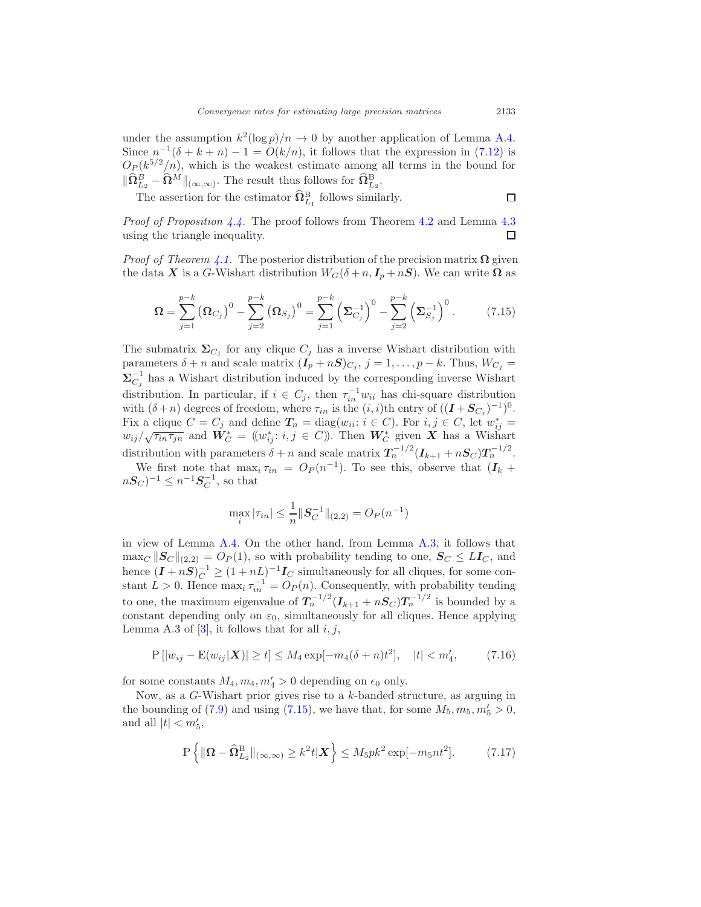under the assumption $k^2(\log p)/n \to 0$ by another application of Lemma A.4. Since $n^{-1}(\delta + k + n) - 1 = O(k/n)$, it follows that the expression in (7.12) is $O_P(k^{5/2}/n)$, which is the weakest estimate among all terms in the bound for $\|\widehat{\mathbf{\Omega}}^B_{L_2} - \widehat{\mathbf{\Omega}}^M\|_{(\infty,\infty)}$. The result thus follows for $\widehat{\mathbf{\Omega}}^{\mathrm{B}}_{L_2}$.

The assertion for the estimator $\widehat{\mathbf{\Omega}}^{\mathrm{B}}_{L_1}$ follows similarly. □

*Proof of Proposition 4.4.* The proof follows from Theorem 4.2 and Lemma 4.3 using the triangle inequality. □

*Proof of Theorem 4.1.* The posterior distribution of the precision matrix $\mathbf{\Omega}$ given the data $\boldsymbol{X}$ is a $G$-Wishart distribution $W_G(\delta + n, \boldsymbol{I}_p + n\boldsymbol{S})$. We can write $\mathbf{\Omega}$ as

$$\mathbf{\Omega} = \sum_{j=1}^{p-k} \left(\mathbf{\Omega}_{C_j}\right)^0 - \sum_{j=2}^{p-k} \left(\mathbf{\Omega}_{S_j}\right)^0 = \sum_{j=1}^{p-k} \left(\mathbf{\Sigma}_{C_j}^{-1}\right)^0 - \sum_{j=2}^{p-k} \left(\mathbf{\Sigma}_{S_j}^{-1}\right)^0. \tag{7.15}$$

The submatrix $\mathbf{\Sigma}_{C_j}$ for any clique $C_j$ has a inverse Wishart distribution with parameters $\delta + n$ and scale matrix $(\boldsymbol{I}_p + n\boldsymbol{S})_{C_j}$, $j = 1, \ldots, p-k$. Thus, $W_{C_j} = \mathbf{\Sigma}_{C_j}^{-1}$ has a Wishart distribution induced by the corresponding inverse Wishart distribution. In particular, if $i \in C_j$, then $\tau_{in}^{-1} w_{ii}$ has chi-square distribution with $(\delta + n)$ degrees of freedom, where $\tau_{in}$ is the $(i,i)$th entry of $((\boldsymbol{I} + \boldsymbol{S}_{C_j})^{-1})^0$. Fix a clique $C = C_j$ and define $\boldsymbol{T}_n = \mathrm{diag}(w_{ii} \colon i \in C)$. For $i, j \in C$, let $w_{ij}^* = w_{ij}/\sqrt{\tau_{in}\tau_{jn}}$ and $\boldsymbol{W}_C^* = (\!(w_{ij}^* \colon i, j \in C)\!)$. Then $\boldsymbol{W}_C^*$ given $\boldsymbol{X}$ has a Wishart distribution with parameters $\delta + n$ and scale matrix $\boldsymbol{T}_n^{-1/2}(\boldsymbol{I}_{k+1} + n\boldsymbol{S}_C)\boldsymbol{T}_n^{-1/2}$.

We first note that $\max_i \tau_{in} = O_P(n^{-1})$. To see this, observe that $(\boldsymbol{I}_k + n\boldsymbol{S}_C)^{-1} \leq n^{-1}\boldsymbol{S}_C^{-1}$, so that

$$\max_i |\tau_{in}| \leq \frac{1}{n}\|\boldsymbol{S}_C^{-1}\|_{(2,2)} = O_P(n^{-1})$$

in view of Lemma A.4. On the other hand, from Lemma A.3, it follows that $\max_C \|\boldsymbol{S}_C\|_{(2,2)} = O_P(1)$, so with probability tending to one, $\boldsymbol{S}_C \leq L\boldsymbol{I}_C$, and hence $(\boldsymbol{I} + n\boldsymbol{S})_C^{-1} \geq (1 + nL)^{-1}\boldsymbol{I}_C$ simultaneously for all cliques, for some constant $L > 0$. Hence $\max_i \tau_{in}^{-1} = O_P(n)$. Consequently, with probability tending to one, the maximum eigenvalue of $\boldsymbol{T}_n^{-1/2}(\boldsymbol{I}_{k+1} + n\boldsymbol{S}_C)\boldsymbol{T}_n^{-1/2}$ is bounded by a constant depending only on $\varepsilon_0$, simultaneously for all cliques. Hence applying Lemma A.3 of [3], it follows that for all $i, j$,

$$\mathrm{P}\left[|w_{ij} - \mathrm{E}(w_{ij}|\boldsymbol{X})| \geq t\right] \leq M_4 \exp[-m_4(\delta + n)t^2], \quad |t| < m_4', \tag{7.16}$$

for some constants $M_4, m_4, m_4' > 0$ depending on $\epsilon_0$ only.

Now, as a $G$-Wishart prior gives rise to a $k$-banded structure, as arguing in the bounding of (7.9) and using (7.15), we have that, for some $M_5, m_5, m_5' > 0$, and all $|t| < m_5'$,

$$\mathrm{P}\left\{\|\mathbf{\Omega} - \widehat{\mathbf{\Omega}}^{\mathrm{B}}_{L_2}\|_{(\infty,\infty)} \geq k^2 t|\boldsymbol{X}\right\} \leq M_5 p k^2 \exp[-m_5 n t^2]. \tag{7.17}$$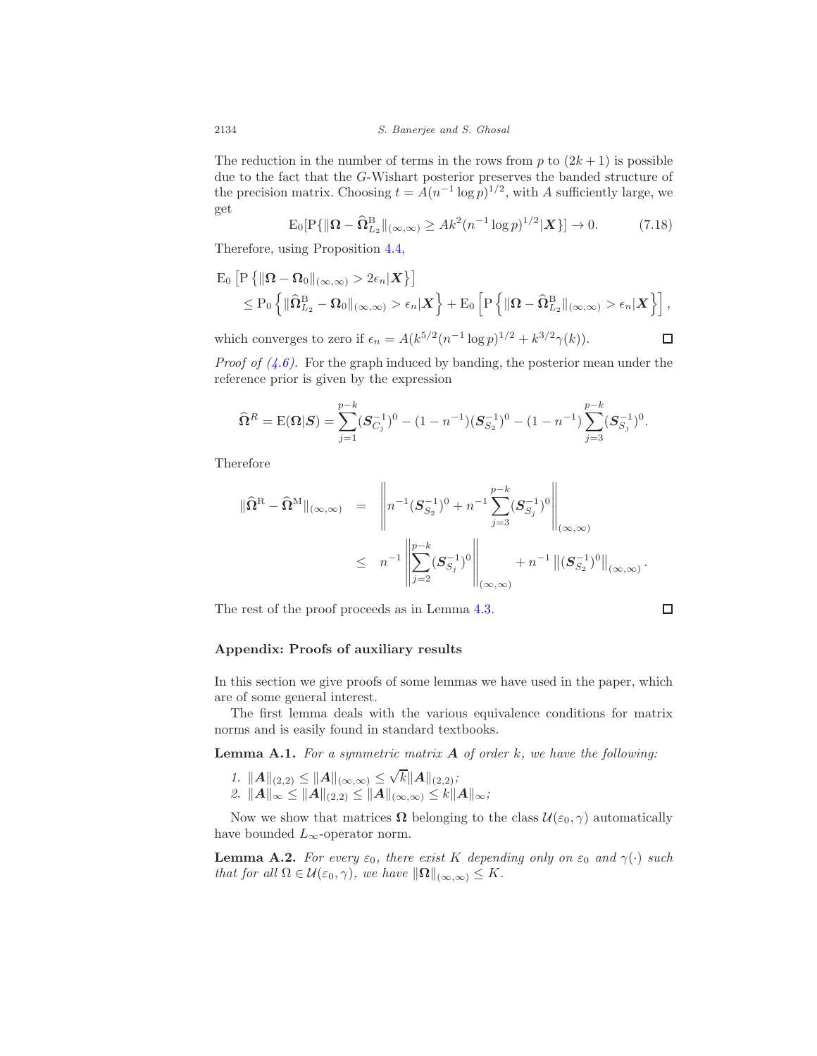The reduction in the number of terms in the rows from $p$ to $(2k+1)$ is possible due to the fact that the $G$-Wishart posterior preserves the banded structure of the precision matrix. Choosing $t = A(n^{-1}\log p)^{1/2}$, with $A$ sufficiently large, we get

$$\mathrm{E}_0[\mathrm{P}\{\|\boldsymbol{\Omega} - \widehat{\boldsymbol{\Omega}}^{\mathrm{B}}_{L_2}\|_{(\infty,\infty)} \geq Ak^2(n^{-1}\log p)^{1/2} | \boldsymbol{X}\}] \to 0. \tag{7.18}$$

Therefore, using Proposition 4.4,

$$\begin{aligned}
&\mathrm{E}_0\left[\mathrm{P}\left\{\|\boldsymbol{\Omega} - \boldsymbol{\Omega}_0\|_{(\infty,\infty)} > 2\epsilon_n | \boldsymbol{X}\right\}\right] \\
&\quad \leq \mathrm{P}_0\left\{\|\widehat{\boldsymbol{\Omega}}^{\mathrm{B}}_{L_2} - \boldsymbol{\Omega}_0\|_{(\infty,\infty)} > \epsilon_n | \boldsymbol{X}\right\} + \mathrm{E}_0\left[\mathrm{P}\left\{\|\boldsymbol{\Omega} - \widehat{\boldsymbol{\Omega}}^{\mathrm{B}}_{L_2}\|_{(\infty,\infty)} > \epsilon_n | \boldsymbol{X}\right\}\right],
\end{aligned}$$

which converges to zero if $\epsilon_n = A(k^{5/2}(n^{-1}\log p)^{1/2} + k^{3/2}\gamma(k))$. ∎

*Proof of (4.6).* For the graph induced by banding, the posterior mean under the reference prior is given by the expression

$$\widehat{\boldsymbol{\Omega}}^{R} = \mathrm{E}(\boldsymbol{\Omega}|\boldsymbol{S}) = \sum_{j=1}^{p-k}(\boldsymbol{S}_{C_j}^{-1})^0 - (1-n^{-1})(\boldsymbol{S}_{S_2}^{-1})^0 - (1-n^{-1})\sum_{j=3}^{p-k}(\boldsymbol{S}_{S_j}^{-1})^0.$$

Therefore

$$\begin{aligned}
\|\widehat{\boldsymbol{\Omega}}^{\mathrm{R}} - \widehat{\boldsymbol{\Omega}}^{\mathrm{M}}\|_{(\infty,\infty)} &= \left\| n^{-1}(\boldsymbol{S}_{S_2}^{-1})^0 + n^{-1}\sum_{j=3}^{p-k}(\boldsymbol{S}_{S_j}^{-1})^0 \right\|_{(\infty,\infty)} \\
&\leq n^{-1}\left\|\sum_{j=2}^{p-k}(\boldsymbol{S}_{S_j}^{-1})^0\right\|_{(\infty,\infty)} + n^{-1}\left\|(\boldsymbol{S}_{S_2}^{-1})^0\right\|_{(\infty,\infty)}.
\end{aligned}$$

The rest of the proof proceeds as in Lemma 4.3. ∎

## Appendix: Proofs of auxiliary results

In this section we give proofs of some lemmas we have used in the paper, which are of some general interest.

The first lemma deals with the various equivalence conditions for matrix norms and is easily found in standard textbooks.

**Lemma A.1.** *For a symmetric matrix $\boldsymbol{A}$ of order $k$, we have the following:*

1. $\|\boldsymbol{A}\|_{(2,2)} \leq \|\boldsymbol{A}\|_{(\infty,\infty)} \leq \sqrt{k}\|\boldsymbol{A}\|_{(2,2)}$;
2. $\|\boldsymbol{A}\|_{\infty} \leq \|\boldsymbol{A}\|_{(2,2)} \leq \|\boldsymbol{A}\|_{(\infty,\infty)} \leq k\|\boldsymbol{A}\|_{\infty}$;

Now we show that matrices $\boldsymbol{\Omega}$ belonging to the class $\mathcal{U}(\varepsilon_0,\gamma)$ automatically have bounded $L_\infty$-operator norm.

**Lemma A.2.** *For every $\varepsilon_0$, there exist $K$ depending only on $\varepsilon_0$ and $\gamma(\cdot)$ such that for all $\Omega \in \mathcal{U}(\varepsilon_0,\gamma)$, we have $\|\boldsymbol{\Omega}\|_{(\infty,\infty)} \leq K$.*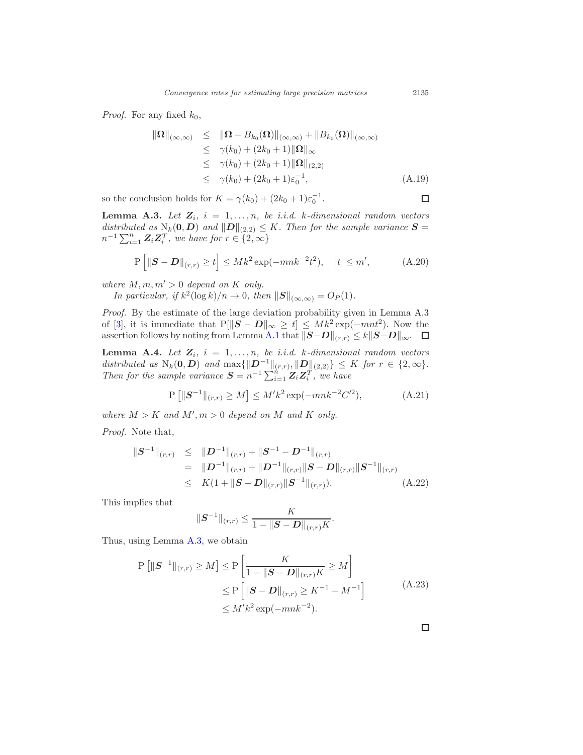*Proof.* For any fixed $k_0$,

$$
\begin{aligned}
\|\boldsymbol{\Omega}\|_{(\infty,\infty)} &\leq \|\boldsymbol{\Omega} - B_{k_0}(\boldsymbol{\Omega})\|_{(\infty,\infty)} + \|B_{k_0}(\boldsymbol{\Omega})\|_{(\infty,\infty)} \\
&\leq \gamma(k_0) + (2k_0+1)\|\boldsymbol{\Omega}\|_{\infty} \\
&\leq \gamma(k_0) + (2k_0+1)\|\boldsymbol{\Omega}\|_{(2,2)} \\
&\leq \gamma(k_0) + (2k_0+1)\varepsilon_0^{-1},
\end{aligned}
\tag{A.19}
$$

so the conclusion holds for $K = \gamma(k_0) + (2k_0+1)\varepsilon_0^{-1}$. □

**Lemma A.3.** *Let $\boldsymbol{Z}_i$, $i = 1, \ldots, n$, be i.i.d. $k$-dimensional random vectors distributed as $\mathrm{N}_k(\boldsymbol{0}, \boldsymbol{D})$ and $\|\boldsymbol{D}\|_{(2,2)} \leq K$. Then for the sample variance $\boldsymbol{S} = n^{-1}\sum_{i=1}^n \boldsymbol{Z}_i\boldsymbol{Z}_i^T$, we have for $r \in \{2, \infty\}$*

$$
\mathrm{P}\left[\|\boldsymbol{S} - \boldsymbol{D}\|_{(r,r)} \geq t\right] \leq Mk^2 \exp(-mnk^{-2}t^2), \quad |t| \leq m', \tag{A.20}
$$

*where $M, m, m' > 0$ depend on $K$ only.*

*In particular, if $k^2(\log k)/n \to 0$, then $\|\boldsymbol{S}\|_{(\infty,\infty)} = O_P(1)$.*

*Proof.* By the estimate of the large deviation probability given in Lemma A.3 of [3], it is immediate that $\mathrm{P}[\|\boldsymbol{S} - \boldsymbol{D}\|_{\infty} \geq t] \leq Mk^2 \exp(-mnt^2)$. Now the assertion follows by noting from Lemma A.1 that $\|\boldsymbol{S} - \boldsymbol{D}\|_{(r,r)} \leq k\|\boldsymbol{S} - \boldsymbol{D}\|_{\infty}$. □

**Lemma A.4.** *Let $\boldsymbol{Z}_i$, $i = 1, \ldots, n$, be i.i.d. $k$-dimensional random vectors distributed as $\mathrm{N}_k(\boldsymbol{0}, \boldsymbol{D})$ and $\max\{\|\boldsymbol{D}^{-1}\|_{(r,r)}, \|\boldsymbol{D}\|_{(2,2)}\} \leq K$ for $r \in \{2, \infty\}$. Then for the sample variance $\boldsymbol{S} = n^{-1}\sum_{i=1}^n \boldsymbol{Z}_i\boldsymbol{Z}_i^T$, we have*

$$
\mathrm{P}\left[\|\boldsymbol{S}^{-1}\|_{(r,r)} \geq M\right] \leq M'k^2 \exp(-mnk^{-2}C'^2), \tag{A.21}
$$

*where $M > K$ and $M', m > 0$ depend on $M$ and $K$ only.*

*Proof.* Note that,

$$
\begin{aligned}
\|\boldsymbol{S}^{-1}\|_{(r,r)} &\leq \|\boldsymbol{D}^{-1}\|_{(r,r)} + \|\boldsymbol{S}^{-1} - \boldsymbol{D}^{-1}\|_{(r,r)} \\
&= \|\boldsymbol{D}^{-1}\|_{(r,r)} + \|\boldsymbol{D}^{-1}\|_{(r,r)}\|\boldsymbol{S} - \boldsymbol{D}\|_{(r,r)}\|\boldsymbol{S}^{-1}\|_{(r,r)} \\
&\leq K(1 + \|\boldsymbol{S} - \boldsymbol{D}\|_{(r,r)}\|\boldsymbol{S}^{-1}\|_{(r,r)}).
\end{aligned}
\tag{A.22}
$$

This implies that

$$
\|\boldsymbol{S}^{-1}\|_{(r,r)} \leq \frac{K}{1 - \|\boldsymbol{S} - \boldsymbol{D}\|_{(r,r)}K}.
$$

Thus, using Lemma A.3, we obtain

$$
\begin{aligned}
\mathrm{P}\left[\|\boldsymbol{S}^{-1}\|_{(r,r)} \geq M\right] &\leq \mathrm{P}\left[\frac{K}{1 - \|\boldsymbol{S} - \boldsymbol{D}\|_{(r,r)}K} \geq M\right] \\
&\leq \mathrm{P}\left[\|\boldsymbol{S} - \boldsymbol{D}\|_{(r,r)} \geq K^{-1} - M^{-1}\right] \\
&\leq M'k^2 \exp(-mnk^{-2}).
\end{aligned}
\tag{A.23}
$$

□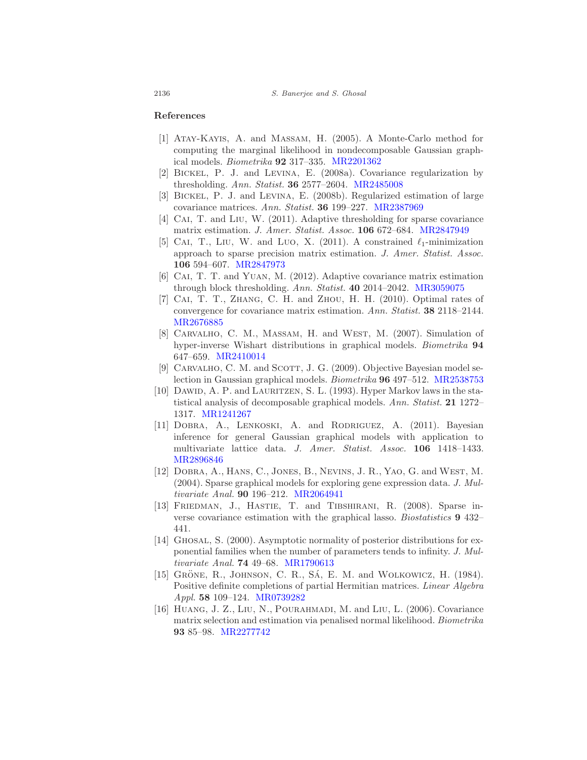## References

[1] Atay-Kayis, A. and Massam, H. (2005). A Monte-Carlo method for computing the marginal likelihood in nondecomposable Gaussian graphical models. *Biometrika* **92** 317–335. MR2201362

[2] Bickel, P. J. and Levina, E. (2008a). Covariance regularization by thresholding. *Ann. Statist.* **36** 2577–2604. MR2485008

[3] Bickel, P. J. and Levina, E. (2008b). Regularized estimation of large covariance matrices. *Ann. Statist.* **36** 199–227. MR2387969

[4] Cai, T. and Liu, W. (2011). Adaptive thresholding for sparse covariance matrix estimation. *J. Amer. Statist. Assoc.* **106** 672–684. MR2847949

[5] Cai, T., Liu, W. and Luo, X. (2011). A constrained $\ell_1$-minimization approach to sparse precision matrix estimation. *J. Amer. Statist. Assoc.* **106** 594–607. MR2847973

[6] Cai, T. T. and Yuan, M. (2012). Adaptive covariance matrix estimation through block thresholding. *Ann. Statist.* **40** 2014–2042. MR3059075

[7] Cai, T. T., Zhang, C. H. and Zhou, H. H. (2010). Optimal rates of convergence for covariance matrix estimation. *Ann. Statist.* **38** 2118–2144. MR2676885

[8] Carvalho, C. M., Massam, H. and West, M. (2007). Simulation of hyper-inverse Wishart distributions in graphical models. *Biometrika* **94** 647–659. MR2410014

[9] Carvalho, C. M. and Scott, J. G. (2009). Objective Bayesian model selection in Gaussian graphical models. *Biometrika* **96** 497–512. MR2538753

[10] Dawid, A. P. and Lauritzen, S. L. (1993). Hyper Markov laws in the statistical analysis of decomposable graphical models. *Ann. Statist.* **21** 1272–1317. MR1241267

[11] Dobra, A., Lenkoski, A. and Rodriguez, A. (2011). Bayesian inference for general Gaussian graphical models with application to multivariate lattice data. *J. Amer. Statist. Assoc.* **106** 1418–1433. MR2896846

[12] Dobra, A., Hans, C., Jones, B., Nevins, J. R., Yao, G. and West, M. (2004). Sparse graphical models for exploring gene expression data. *J. Multivariate Anal.* **90** 196–212. MR2064941

[13] Friedman, J., Hastie, T. and Tibshirani, R. (2008). Sparse inverse covariance estimation with the graphical lasso. *Biostatistics* **9** 432–441.

[14] Ghosal, S. (2000). Asymptotic normality of posterior distributions for exponential families when the number of parameters tends to infinity. *J. Multivariate Anal.* **74** 49–68. MR1790613

[15] Gröne, R., Johnson, C. R., Sá, E. M. and Wolkowicz, H. (1984). Positive definite completions of partial Hermitian matrices. *Linear Algebra Appl.* **58** 109–124. MR0739282

[16] Huang, J. Z., Liu, N., Pourahmadi, M. and Liu, L. (2006). Covariance matrix selection and estimation via penalised normal likelihood. *Biometrika* **93** 85–98. MR2277742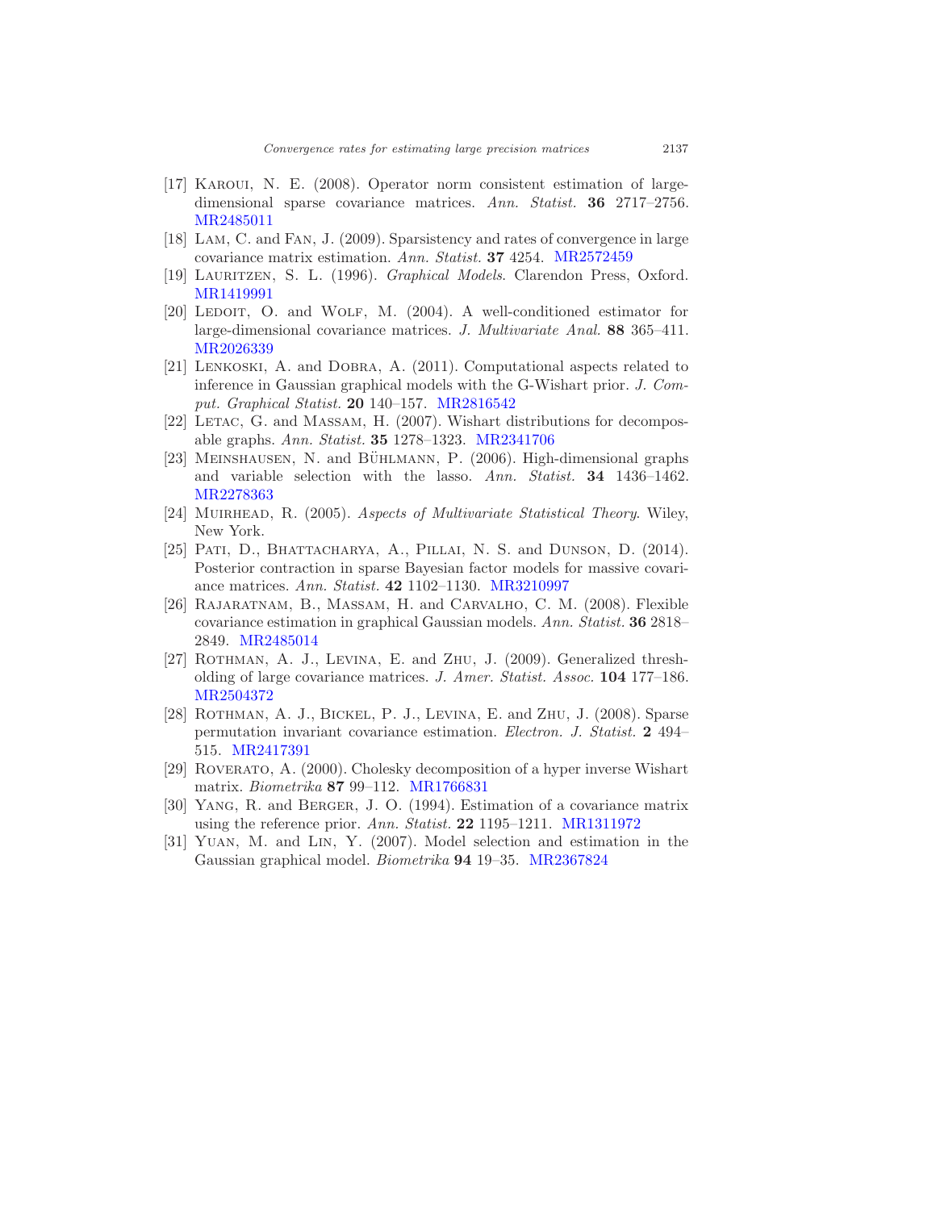[17] Karoui, N. E. (2008). Operator norm consistent estimation of large-dimensional sparse covariance matrices. *Ann. Statist.* **36** 2717–2756. MR2485011

[18] Lam, C. and Fan, J. (2009). Sparsistency and rates of convergence in large covariance matrix estimation. *Ann. Statist.* **37** 4254. MR2572459

[19] Lauritzen, S. L. (1996). *Graphical Models*. Clarendon Press, Oxford. MR1419991

[20] Ledoit, O. and Wolf, M. (2004). A well-conditioned estimator for large-dimensional covariance matrices. *J. Multivariate Anal.* **88** 365–411. MR2026339

[21] Lenkoski, A. and Dobra, A. (2011). Computational aspects related to inference in Gaussian graphical models with the G-Wishart prior. *J. Comput. Graphical Statist.* **20** 140–157. MR2816542

[22] Letac, G. and Massam, H. (2007). Wishart distributions for decomposable graphs. *Ann. Statist.* **35** 1278–1323. MR2341706

[23] Meinshausen, N. and Bühlmann, P. (2006). High-dimensional graphs and variable selection with the lasso. *Ann. Statist.* **34** 1436–1462. MR2278363

[24] Muirhead, R. (2005). *Aspects of Multivariate Statistical Theory*. Wiley, New York.

[25] Pati, D., Bhattacharya, A., Pillai, N. S. and Dunson, D. (2014). Posterior contraction in sparse Bayesian factor models for massive covariance matrices. *Ann. Statist.* **42** 1102–1130. MR3210997

[26] Rajaratnam, B., Massam, H. and Carvalho, C. M. (2008). Flexible covariance estimation in graphical Gaussian models. *Ann. Statist.* **36** 2818–2849. MR2485014

[27] Rothman, A. J., Levina, E. and Zhu, J. (2009). Generalized thresholding of large covariance matrices. *J. Amer. Statist. Assoc.* **104** 177–186. MR2504372

[28] Rothman, A. J., Bickel, P. J., Levina, E. and Zhu, J. (2008). Sparse permutation invariant covariance estimation. *Electron. J. Statist.* **2** 494–515. MR2417391

[29] Roverato, A. (2000). Cholesky decomposition of a hyper inverse Wishart matrix. *Biometrika* **87** 99–112. MR1766831

[30] Yang, R. and Berger, J. O. (1994). Estimation of a covariance matrix using the reference prior. *Ann. Statist.* **22** 1195–1211. MR1311972

[31] Yuan, M. and Lin, Y. (2007). Model selection and estimation in the Gaussian graphical model. *Biometrika* **94** 19–35. MR2367824